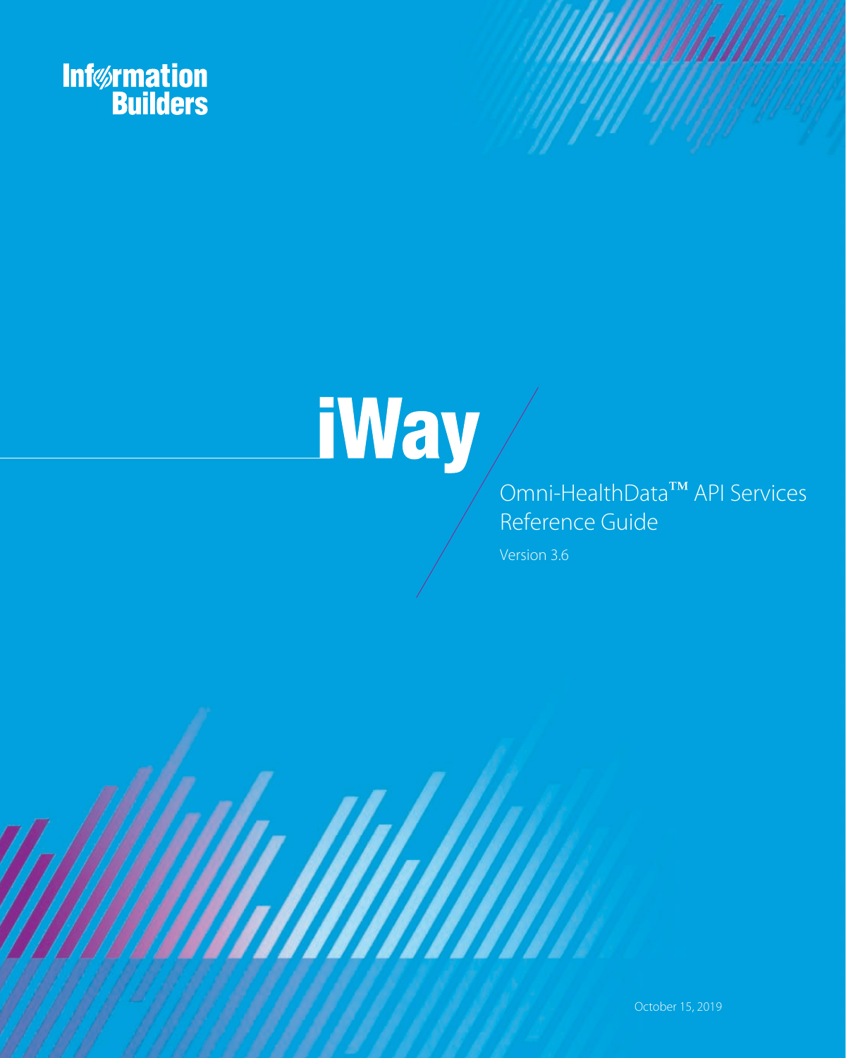Information Builders

# iWay

## Omni-HealthData™ API Services Reference Guide

Version 3.6

October 15, 2019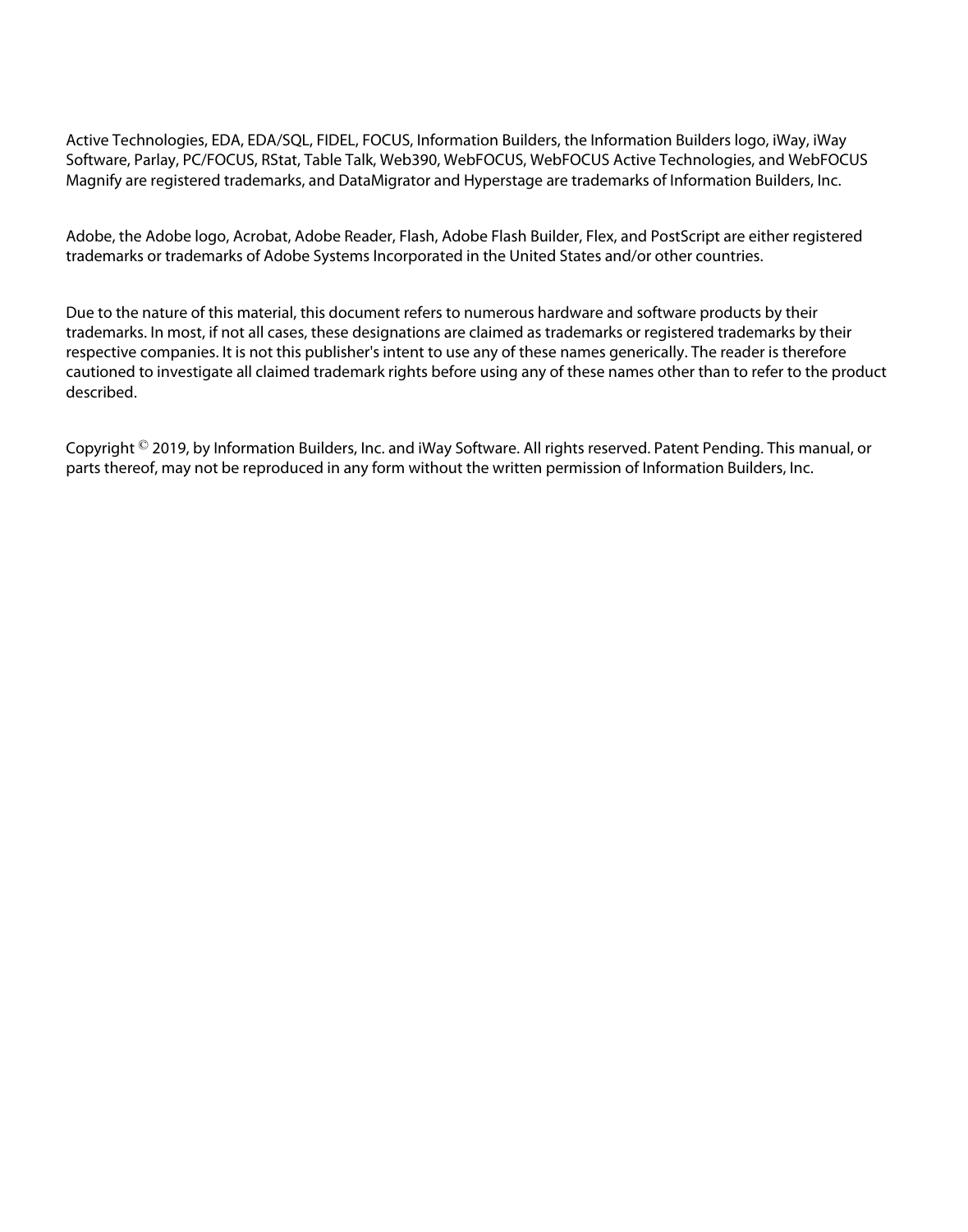Active Technologies, EDA, EDA/SQL, FIDEL, FOCUS, Information Builders, the Information Builders logo, iWay, iWay Software, Parlay, PC/FOCUS, RStat, Table Talk, Web390, WebFOCUS, WebFOCUS Active Technologies, and WebFOCUS Magnify are registered trademarks, and DataMigrator and Hyperstage are trademarks of Information Builders, Inc.

Adobe, the Adobe logo, Acrobat, Adobe Reader, Flash, Adobe Flash Builder, Flex, and PostScript are either registered trademarks or trademarks of Adobe Systems Incorporated in the United States and/or other countries.

Due to the nature of this material, this document refers to numerous hardware and software products by their trademarks. In most, if not all cases, these designations are claimed as trademarks or registered trademarks by their respective companies. It is not this publisher's intent to use any of these names generically. The reader is therefore cautioned to investigate all claimed trademark rights before using any of these names other than to refer to the product described.

Copyright © 2019, by Information Builders, Inc. and iWay Software. All rights reserved. Patent Pending. This manual, or parts thereof, may not be reproduced in any form without the written permission of Information Builders, Inc.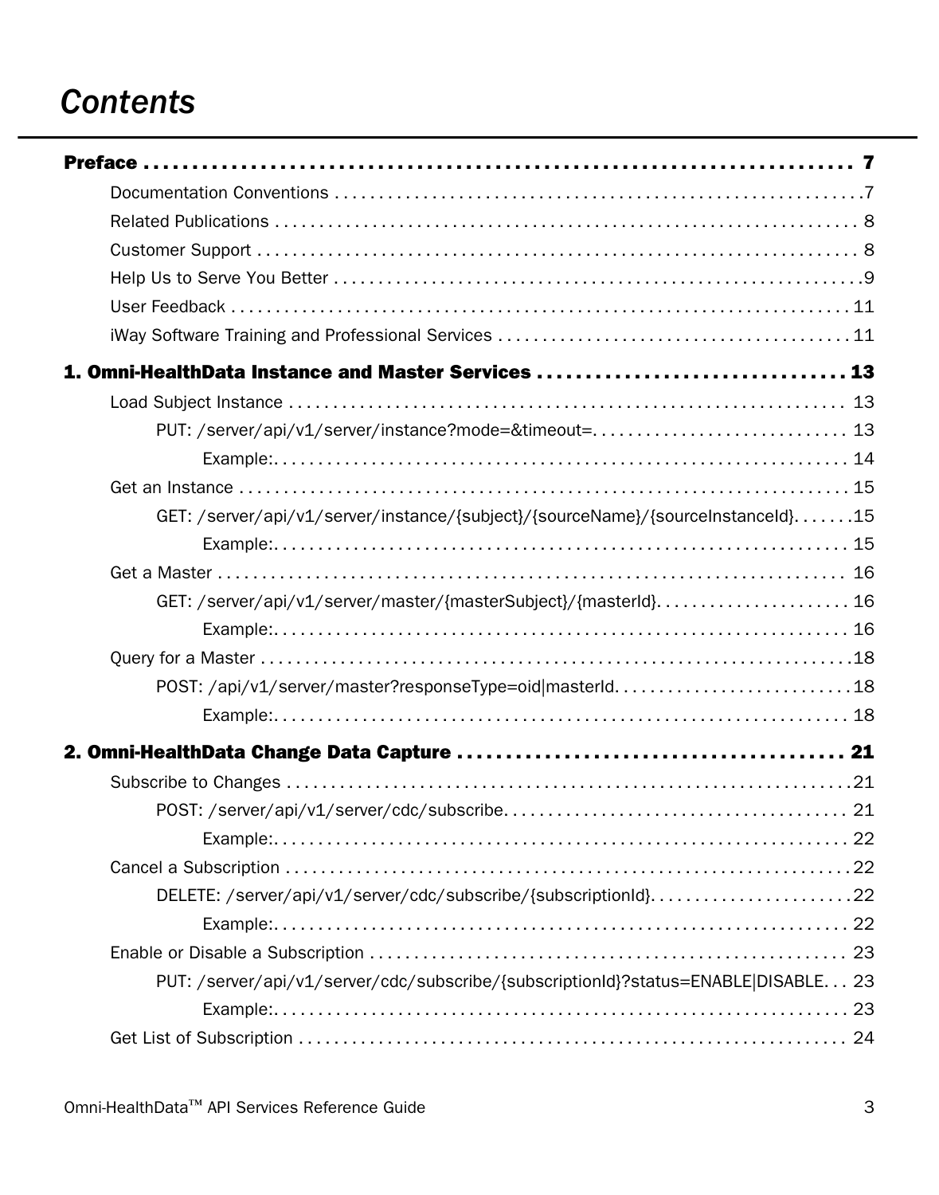# Contents

**Preface . . . . . . . . . . . . . . . . . . . . . . . . . . . . . . . . . . . . . . . . . . . . . . . . . . . . . . . . . . . . . . . . . . . . . 7**

- Documentation Conventions . . . . . . . . . . . . . . . . . . . . . . . . . . . . . . . . . . . . . . . . . . . . . . . . . . . . . . . . . . .7
- Related Publications . . . . . . . . . . . . . . . . . . . . . . . . . . . . . . . . . . . . . . . . . . . . . . . . . . . . . . . . . . . . . . . 8
- Customer Support . . . . . . . . . . . . . . . . . . . . . . . . . . . . . . . . . . . . . . . . . . . . . . . . . . . . . . . . . . . . . . . . . . 8
- Help Us to Serve You Better . . . . . . . . . . . . . . . . . . . . . . . . . . . . . . . . . . . . . . . . . . . . . . . . . . . . . . . . . . .9
- User Feedback . . . . . . . . . . . . . . . . . . . . . . . . . . . . . . . . . . . . . . . . . . . . . . . . . . . . . . . . . . . . . . . . . . . . .11
- iWay Software Training and Professional Services . . . . . . . . . . . . . . . . . . . . . . . . . . . . . . . . . . . . . . . .11

**1. Omni-HealthData Instance and Master Services . . . . . . . . . . . . . . . . . . . . . . . . . . . . . . . . 13**

- Load Subject Instance . . . . . . . . . . . . . . . . . . . . . . . . . . . . . . . . . . . . . . . . . . . . . . . . . . . . . . . . . . . . . . 13
  - PUT: /server/api/v1/server/instance?mode=&timeout=. . . . . . . . . . . . . . . . . . . . . . . . . . . . . 13
    - Example:. . . . . . . . . . . . . . . . . . . . . . . . . . . . . . . . . . . . . . . . . . . . . . . . . . . . . . . . . . . . . . . . . 14
- Get an Instance . . . . . . . . . . . . . . . . . . . . . . . . . . . . . . . . . . . . . . . . . . . . . . . . . . . . . . . . . . . . . . . . . . . 15
  - GET: /server/api/v1/server/instance/{subject}/{sourceName}/{sourceInstanceId}. . . . . . .15
    - Example:. . . . . . . . . . . . . . . . . . . . . . . . . . . . . . . . . . . . . . . . . . . . . . . . . . . . . . . . . . . . . . . . . 15
- Get a Master . . . . . . . . . . . . . . . . . . . . . . . . . . . . . . . . . . . . . . . . . . . . . . . . . . . . . . . . . . . . . . . . . . . . . 16
  - GET: /server/api/v1/server/master/{masterSubject}/{masterId}. . . . . . . . . . . . . . . . . . . . . . 16
    - Example:. . . . . . . . . . . . . . . . . . . . . . . . . . . . . . . . . . . . . . . . . . . . . . . . . . . . . . . . . . . . . . . . . 16
- Query for a Master . . . . . . . . . . . . . . . . . . . . . . . . . . . . . . . . . . . . . . . . . . . . . . . . . . . . . . . . . . . . . . . . .18
  - POST: /api/v1/server/master?responseType=oid|masterId. . . . . . . . . . . . . . . . . . . . . . . . . . .18
    - Example:. . . . . . . . . . . . . . . . . . . . . . . . . . . . . . . . . . . . . . . . . . . . . . . . . . . . . . . . . . . . . . . . . 18

**2. Omni-HealthData Change Data Capture . . . . . . . . . . . . . . . . . . . . . . . . . . . . . . . . . . . . . . . . 21**

- Subscribe to Changes . . . . . . . . . . . . . . . . . . . . . . . . . . . . . . . . . . . . . . . . . . . . . . . . . . . . . . . . . . . . . . .21
  - POST: /server/api/v1/server/cdc/subscribe. . . . . . . . . . . . . . . . . . . . . . . . . . . . . . . . . . . . . . . 21
    - Example:. . . . . . . . . . . . . . . . . . . . . . . . . . . . . . . . . . . . . . . . . . . . . . . . . . . . . . . . . . . . . . . . . 22
- Cancel a Subscription . . . . . . . . . . . . . . . . . . . . . . . . . . . . . . . . . . . . . . . . . . . . . . . . . . . . . . . . . . . . . . .22
  - DELETE: /server/api/v1/server/cdc/subscribe/{subscriptionId}. . . . . . . . . . . . . . . . . . . . . . .22
    - Example:. . . . . . . . . . . . . . . . . . . . . . . . . . . . . . . . . . . . . . . . . . . . . . . . . . . . . . . . . . . . . . . . . 22
- Enable or Disable a Subscription . . . . . . . . . . . . . . . . . . . . . . . . . . . . . . . . . . . . . . . . . . . . . . . . . . . . . 23
  - PUT: /server/api/v1/server/cdc/subscribe/{subscriptionId}?status=ENABLE|DISABLE. . . 23
    - Example:. . . . . . . . . . . . . . . . . . . . . . . . . . . . . . . . . . . . . . . . . . . . . . . . . . . . . . . . . . . . . . . . . 23
- Get List of Subscription . . . . . . . . . . . . . . . . . . . . . . . . . . . . . . . . . . . . . . . . . . . . . . . . . . . . . . . . . . . . . 24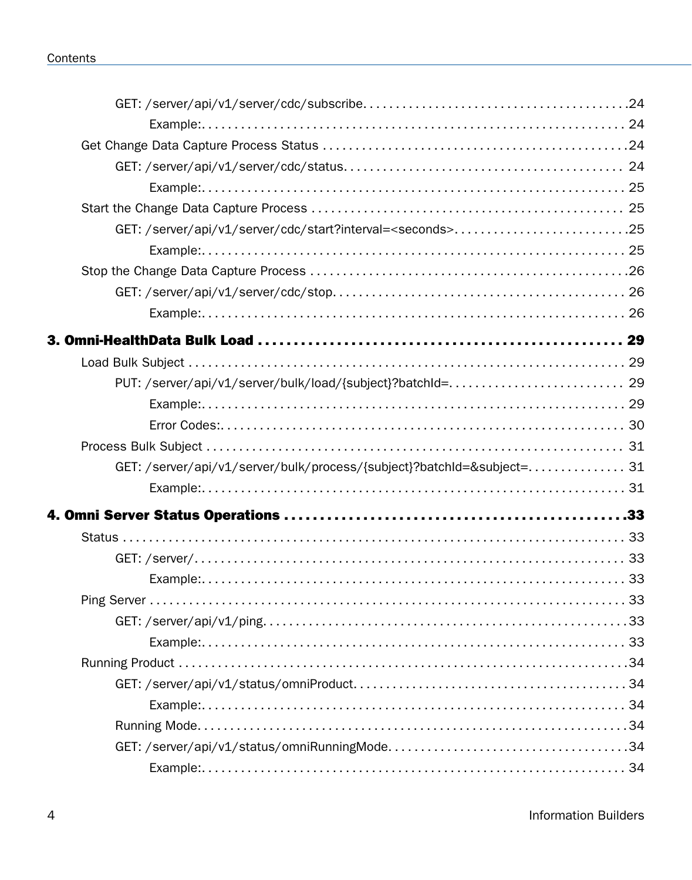GET: /server/api/v1/server/cdc/subscribe. . . . . . . . . . . . . . . . . . . . . . . . . . . . . . . . . . . . . . . . 24

Example:. . . . . . . . . . . . . . . . . . . . . . . . . . . . . . . . . . . . . . . . . . . . . . . . . . . . . . . . . . . . . . 24

Get Change Data Capture Process Status . . . . . . . . . . . . . . . . . . . . . . . . . . . . . . . . . . . . . . . . . . . . . 24

GET: /server/api/v1/server/cdc/status. . . . . . . . . . . . . . . . . . . . . . . . . . . . . . . . . . . . . . . . . . 24

Example:. . . . . . . . . . . . . . . . . . . . . . . . . . . . . . . . . . . . . . . . . . . . . . . . . . . . . . . . . . . . . . 25

Start the Change Data Capture Process . . . . . . . . . . . . . . . . . . . . . . . . . . . . . . . . . . . . . . . . . . . . . . . 25

GET: /server/api/v1/server/cdc/start?interval=<seconds>. . . . . . . . . . . . . . . . . . . . . . . . . . . . 25

Example:. . . . . . . . . . . . . . . . . . . . . . . . . . . . . . . . . . . . . . . . . . . . . . . . . . . . . . . . . . . . . . 25

Stop the Change Data Capture Process . . . . . . . . . . . . . . . . . . . . . . . . . . . . . . . . . . . . . . . . . . . . . . . . 26

GET: /server/api/v1/server/cdc/stop. . . . . . . . . . . . . . . . . . . . . . . . . . . . . . . . . . . . . . . . . . . . 26

Example:. . . . . . . . . . . . . . . . . . . . . . . . . . . . . . . . . . . . . . . . . . . . . . . . . . . . . . . . . . . . . . 26

**3. Omni-HealthData Bulk Load . . . . . . . . . . . . . . . . . . . . . . . . . . . . . . . . . . . . . . . . . . . . . . . . . . . 29**

Load Bulk Subject . . . . . . . . . . . . . . . . . . . . . . . . . . . . . . . . . . . . . . . . . . . . . . . . . . . . . . . . . . . . . . . 29

PUT: /server/api/v1/server/bulk/load/{subject}?batchId=. . . . . . . . . . . . . . . . . . . . . . . . . . . 29

Example:. . . . . . . . . . . . . . . . . . . . . . . . . . . . . . . . . . . . . . . . . . . . . . . . . . . . . . . . . . . . . . 29

Error Codes:. . . . . . . . . . . . . . . . . . . . . . . . . . . . . . . . . . . . . . . . . . . . . . . . . . . . . . . . . . . . 30

Process Bulk Subject . . . . . . . . . . . . . . . . . . . . . . . . . . . . . . . . . . . . . . . . . . . . . . . . . . . . . . . . . . . . . . 31

GET: /server/api/v1/server/bulk/process/{subject}?batchId=&subject=. . . . . . . . . . . . . . . 31

Example:. . . . . . . . . . . . . . . . . . . . . . . . . . . . . . . . . . . . . . . . . . . . . . . . . . . . . . . . . . . . . . 31

**4. Omni Server Status Operations . . . . . . . . . . . . . . . . . . . . . . . . . . . . . . . . . . . . . . . . . . . . . . . . .33**

Status . . . . . . . . . . . . . . . . . . . . . . . . . . . . . . . . . . . . . . . . . . . . . . . . . . . . . . . . . . . . . . . . . . . . . . . . . 33

GET: /server/. . . . . . . . . . . . . . . . . . . . . . . . . . . . . . . . . . . . . . . . . . . . . . . . . . . . . . . . . . . . . 33

Example:. . . . . . . . . . . . . . . . . . . . . . . . . . . . . . . . . . . . . . . . . . . . . . . . . . . . . . . . . . . . . . 33

Ping Server . . . . . . . . . . . . . . . . . . . . . . . . . . . . . . . . . . . . . . . . . . . . . . . . . . . . . . . . . . . . . . . . . . . . . 33

GET: /server/api/v1/ping. . . . . . . . . . . . . . . . . . . . . . . . . . . . . . . . . . . . . . . . . . . . . . . . . . . . .33

Example:. . . . . . . . . . . . . . . . . . . . . . . . . . . . . . . . . . . . . . . . . . . . . . . . . . . . . . . . . . . . . . 33

Running Product . . . . . . . . . . . . . . . . . . . . . . . . . . . . . . . . . . . . . . . . . . . . . . . . . . . . . . . . . . . . . . . . .34

GET: /server/api/v1/status/omniProduct. . . . . . . . . . . . . . . . . . . . . . . . . . . . . . . . . . . . . . . . . 34

Example:. . . . . . . . . . . . . . . . . . . . . . . . . . . . . . . . . . . . . . . . . . . . . . . . . . . . . . . . . . . . . . 34

Running Mode. . . . . . . . . . . . . . . . . . . . . . . . . . . . . . . . . . . . . . . . . . . . . . . . . . . . . . . . . . . . .34

GET: /server/api/v1/status/omniRunningMode. . . . . . . . . . . . . . . . . . . . . . . . . . . . . . . . . . . .34

Example:. . . . . . . . . . . . . . . . . . . . . . . . . . . . . . . . . . . . . . . . . . . . . . . . . . . . . . . . . . . . . . 34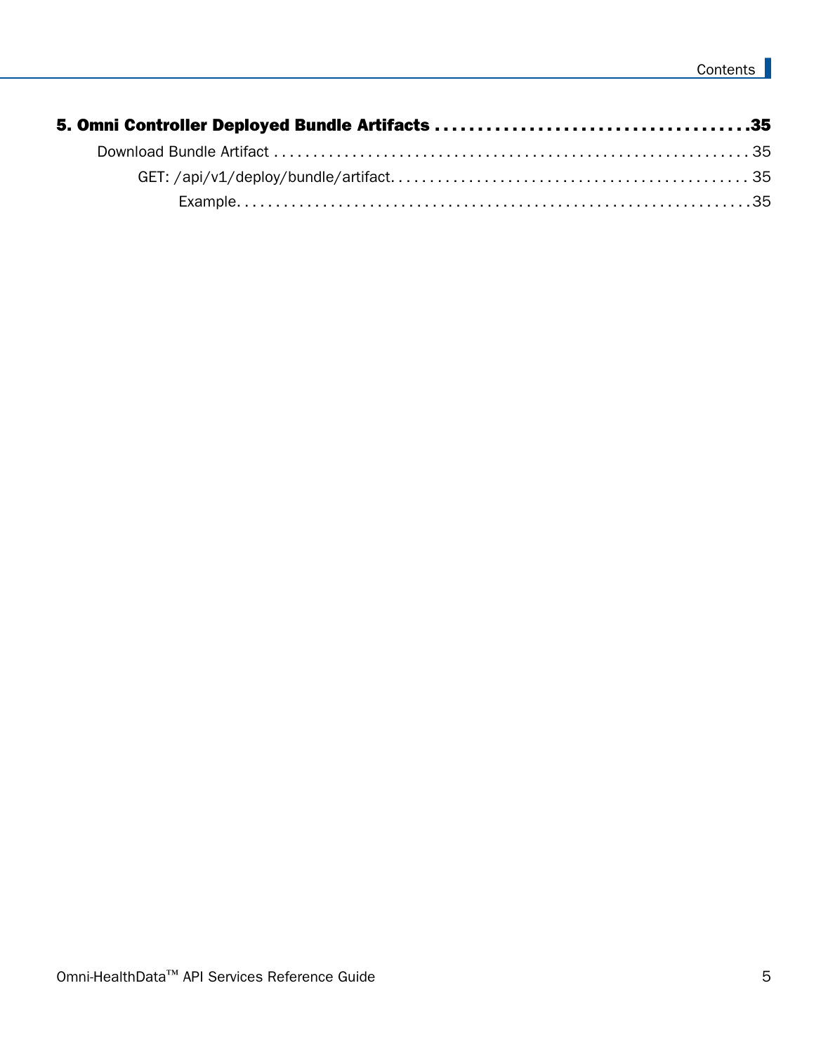**5. Omni Controller Deployed Bundle Artifacts .................................... 35**

- Download Bundle Artifact ........................................................ 35
  - GET: /api/v1/deploy/bundle/artifact ........................................ 35
    - Example ...................................................................... 35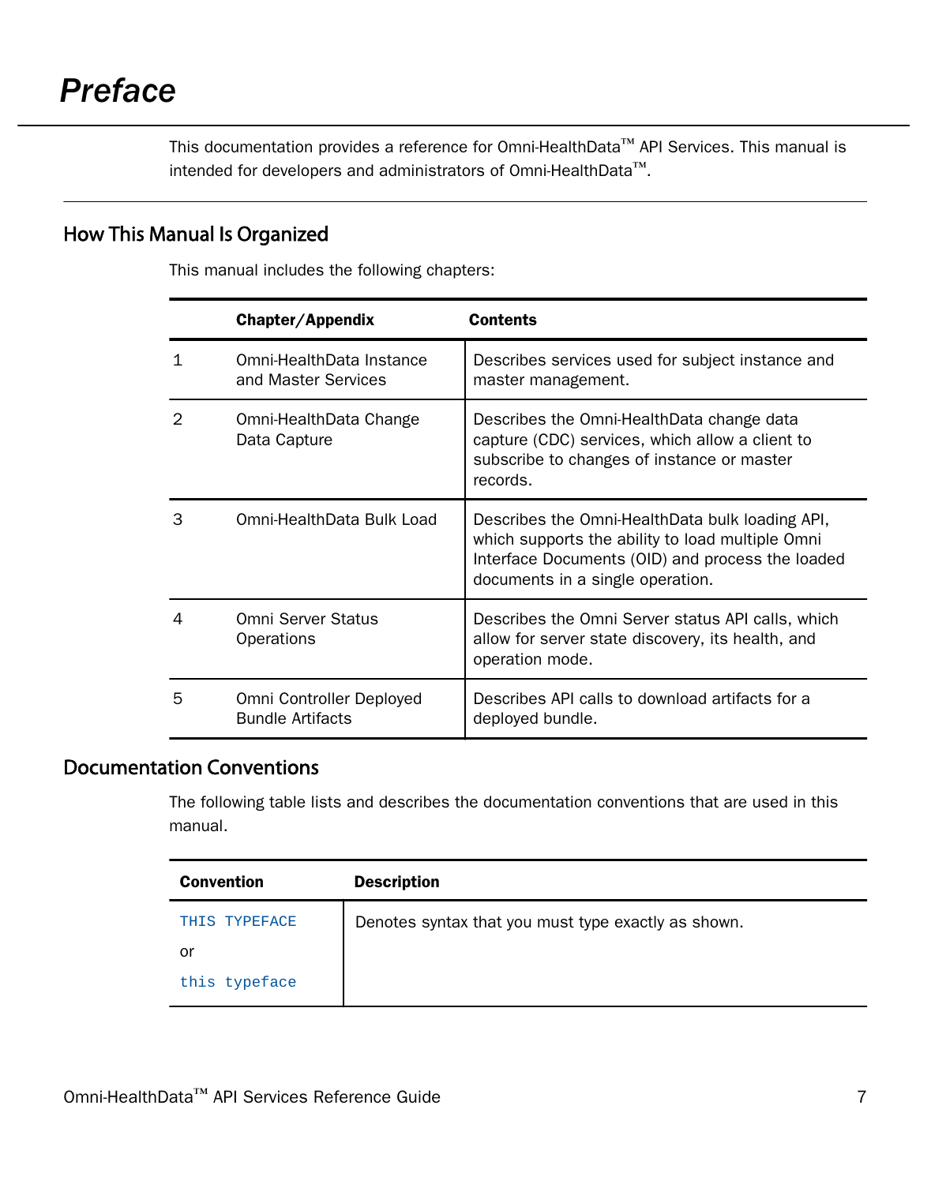# *Preface*

This documentation provides a reference for Omni-HealthData™ API Services. This manual is intended for developers and administrators of Omni-HealthData™.

## How This Manual Is Organized

This manual includes the following chapters:

| | Chapter/Appendix | Contents |
|---|---|---|
| 1 | Omni-HealthData Instance and Master Services | Describes services used for subject instance and master management. |
| 2 | Omni-HealthData Change Data Capture | Describes the Omni-HealthData change data capture (CDC) services, which allow a client to subscribe to changes of instance or master records. |
| 3 | Omni-HealthData Bulk Load | Describes the Omni-HealthData bulk loading API, which supports the ability to load multiple Omni Interface Documents (OID) and process the loaded documents in a single operation. |
| 4 | Omni Server Status Operations | Describes the Omni Server status API calls, which allow for server state discovery, its health, and operation mode. |
| 5 | Omni Controller Deployed Bundle Artifacts | Describes API calls to download artifacts for a deployed bundle. |

## Documentation Conventions

The following table lists and describes the documentation conventions that are used in this manual.

| Convention | Description |
|---|---|
| `THIS TYPEFACE` or `this typeface` | Denotes syntax that you must type exactly as shown. |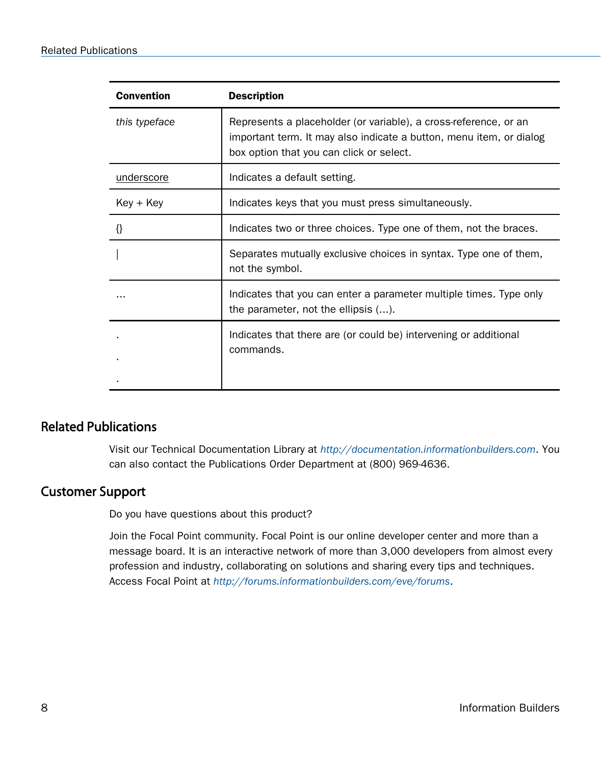| Convention | Description |
| --- | --- |
| *this typeface* | Represents a placeholder (or variable), a cross-reference, or an important term. It may also indicate a button, menu item, or dialog box option that you can click or select. |
| <u>underscore</u> | Indicates a default setting. |
| Key + Key | Indicates keys that you must press simultaneously. |
| {} | Indicates two or three choices. Type one of them, not the braces. |
| \| | Separates mutually exclusive choices in syntax. Type one of them, not the symbol. |
| ... | Indicates that you can enter a parameter multiple times. Type only the parameter, not the ellipsis (...). |
| .<br>.<br>. | Indicates that there are (or could be) intervening or additional commands. |

## Related Publications

Visit our Technical Documentation Library at *http://documentation.informationbuilders.com*. You can also contact the Publications Order Department at (800) 969-4636.

## Customer Support

Do you have questions about this product?

Join the Focal Point community. Focal Point is our online developer center and more than a message board. It is an interactive network of more than 3,000 developers from almost every profession and industry, collaborating on solutions and sharing every tips and techniques. Access Focal Point at *http://forums.informationbuilders.com/eve/forums*.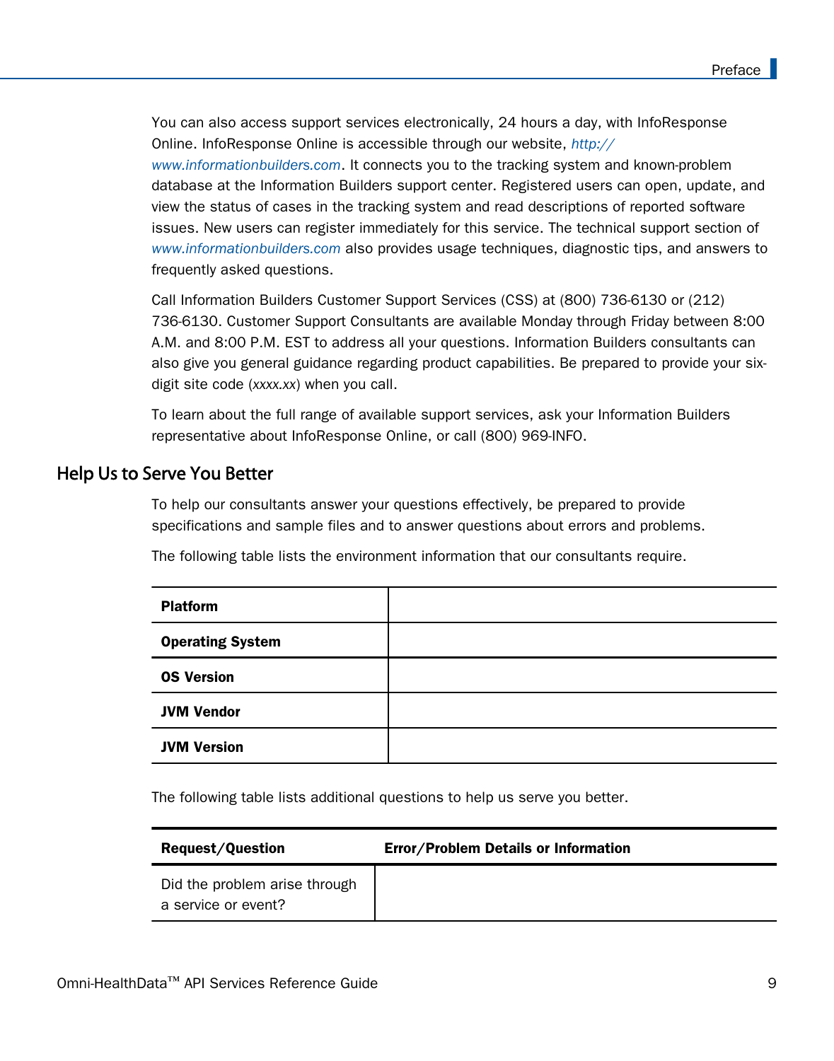You can also access support services electronically, 24 hours a day, with InfoResponse Online. InfoResponse Online is accessible through our website, *http://www.informationbuilders.com*. It connects you to the tracking system and known-problem database at the Information Builders support center. Registered users can open, update, and view the status of cases in the tracking system and read descriptions of reported software issues. New users can register immediately for this service. The technical support section of *www.informationbuilders.com* also provides usage techniques, diagnostic tips, and answers to frequently asked questions.

Call Information Builders Customer Support Services (CSS) at (800) 736-6130 or (212) 736-6130. Customer Support Consultants are available Monday through Friday between 8:00 A.M. and 8:00 P.M. EST to address all your questions. Information Builders consultants can also give you general guidance regarding product capabilities. Be prepared to provide your six-digit site code (*xxxx.xx*) when you call.

To learn about the full range of available support services, ask your Information Builders representative about InfoResponse Online, or call (800) 969-INFO.

## Help Us to Serve You Better

To help our consultants answer your questions effectively, be prepared to provide specifications and sample files and to answer questions about errors and problems.

The following table lists the environment information that our consultants require.

| | |
|---|---|
| **Platform** | |
| **Operating System** | |
| **OS Version** | |
| **JVM Vendor** | |
| **JVM Version** | |

The following table lists additional questions to help us serve you better.

| Request/Question | Error/Problem Details or Information |
|---|---|
| Did the problem arise through a service or event? | |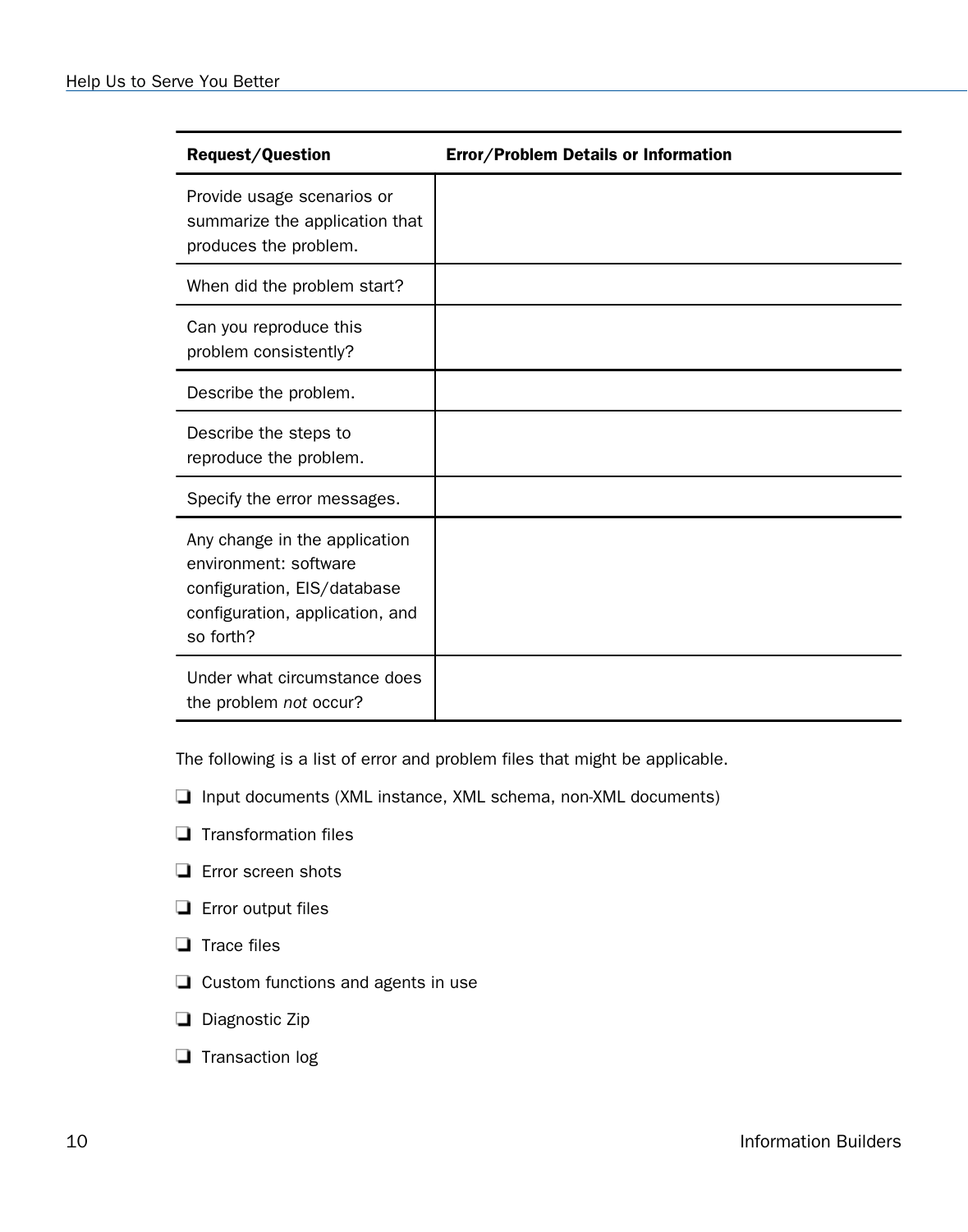| Request/Question | Error/Problem Details or Information |
| --- | --- |
| Provide usage scenarios or summarize the application that produces the problem. | |
| When did the problem start? | |
| Can you reproduce this problem consistently? | |
| Describe the problem. | |
| Describe the steps to reproduce the problem. | |
| Specify the error messages. | |
| Any change in the application environment: software configuration, EIS/database configuration, application, and so forth? | |
| Under what circumstance does the problem *not* occur? | |

The following is a list of error and problem files that might be applicable.

- ❏ Input documents (XML instance, XML schema, non-XML documents)
- ❏ Transformation files
- ❏ Error screen shots
- ❏ Error output files
- ❏ Trace files
- ❏ Custom functions and agents in use
- ❏ Diagnostic Zip
- ❏ Transaction log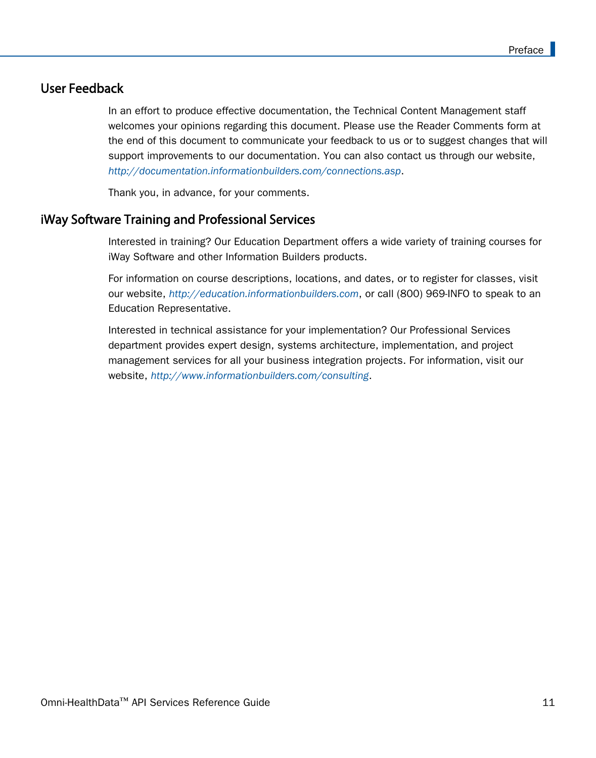## User Feedback

In an effort to produce effective documentation, the Technical Content Management staff welcomes your opinions regarding this document. Please use the Reader Comments form at the end of this document to communicate your feedback to us or to suggest changes that will support improvements to our documentation. You can also contact us through our website, *http://documentation.informationbuilders.com/connections.asp*.

Thank you, in advance, for your comments.

## iWay Software Training and Professional Services

Interested in training? Our Education Department offers a wide variety of training courses for iWay Software and other Information Builders products.

For information on course descriptions, locations, and dates, or to register for classes, visit our website, *http://education.informationbuilders.com*, or call (800) 969-INFO to speak to an Education Representative.

Interested in technical assistance for your implementation? Our Professional Services department provides expert design, systems architecture, implementation, and project management services for all your business integration projects. For information, visit our website, *http://www.informationbuilders.com/consulting*.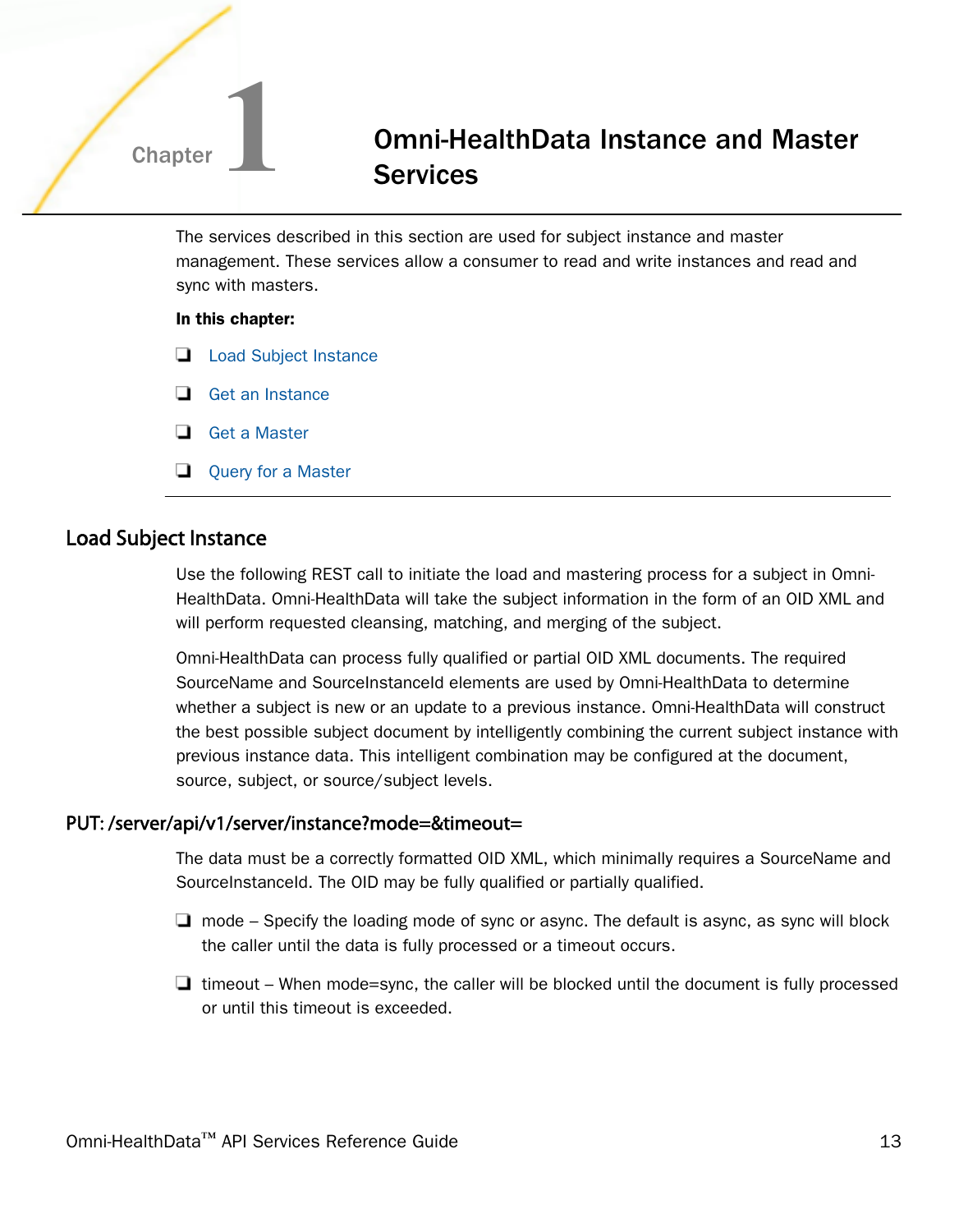# Chapter 1 Omni-HealthData Instance and Master Services

The services described in this section are used for subject instance and master management. These services allow a consumer to read and write instances and read and sync with masters.

**In this chapter:**

- Load Subject Instance
- Get an Instance
- Get a Master
- Query for a Master

## Load Subject Instance

Use the following REST call to initiate the load and mastering process for a subject in Omni-HealthData. Omni-HealthData will take the subject information in the form of an OID XML and will perform requested cleansing, matching, and merging of the subject.

Omni-HealthData can process fully qualified or partial OID XML documents. The required SourceName and SourceInstanceId elements are used by Omni-HealthData to determine whether a subject is new or an update to a previous instance. Omni-HealthData will construct the best possible subject document by intelligently combining the current subject instance with previous instance data. This intelligent combination may be configured at the document, source, subject, or source/subject levels.

### PUT: /server/api/v1/server/instance?mode=&timeout=

The data must be a correctly formatted OID XML, which minimally requires a SourceName and SourceInstanceId. The OID may be fully qualified or partially qualified.

- mode – Specify the loading mode of sync or async. The default is async, as sync will block the caller until the data is fully processed or a timeout occurs.
- timeout – When mode=sync, the caller will be blocked until the document is fully processed or until this timeout is exceeded.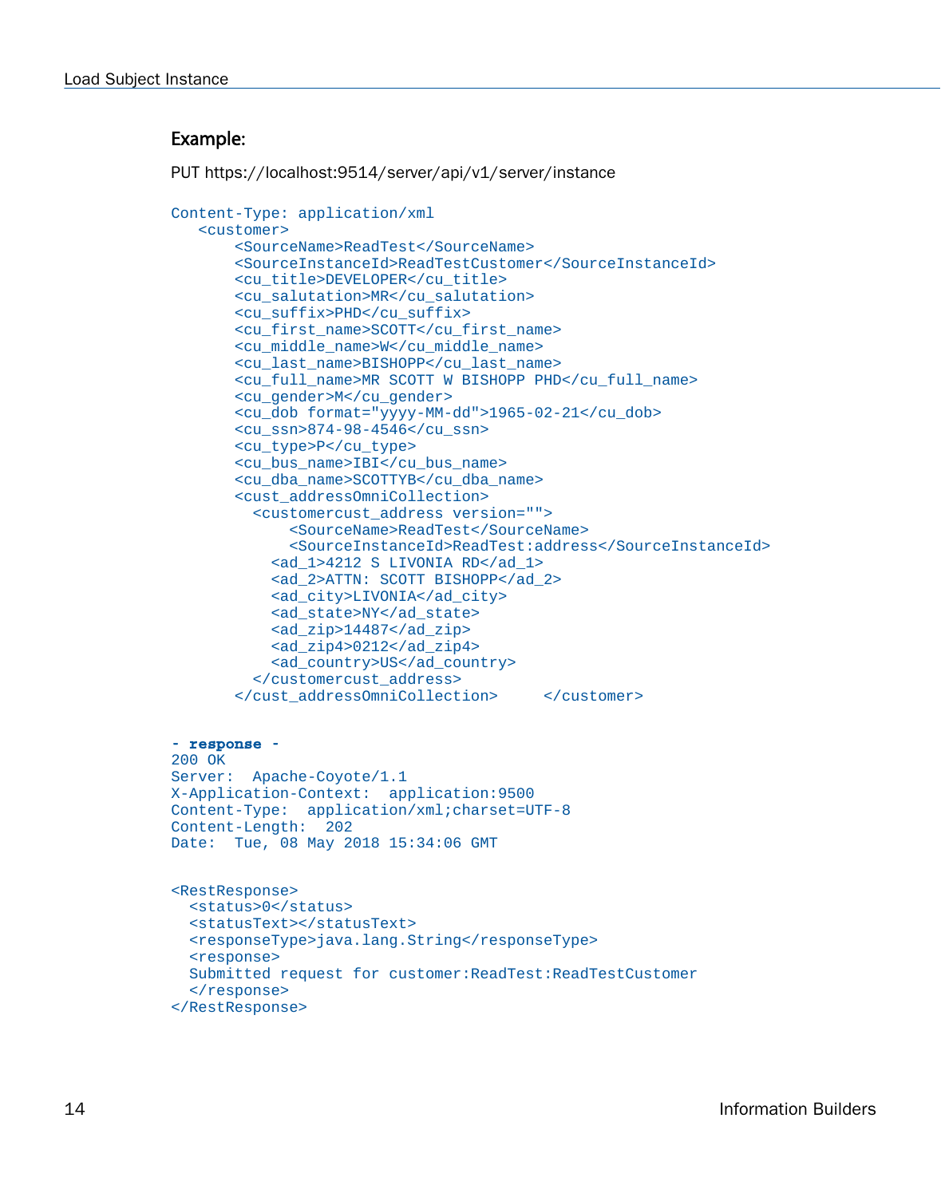### Example:

PUT https://localhost:9514/server/api/v1/server/instance

```
Content-Type: application/xml
   <customer>
       <SourceName>ReadTest</SourceName>
       <SourceInstanceId>ReadTestCustomer</SourceInstanceId>
       <cu_title>DEVELOPER</cu_title>
       <cu_salutation>MR</cu_salutation>
       <cu_suffix>PHD</cu_suffix>
       <cu_first_name>SCOTT</cu_first_name>
       <cu_middle_name>W</cu_middle_name>
       <cu_last_name>BISHOPP</cu_last_name>
       <cu_full_name>MR SCOTT W BISHOPP PHD</cu_full_name>
       <cu_gender>M</cu_gender>
       <cu_dob format="yyyy-MM-dd">1965-02-21</cu_dob>
       <cu_ssn>874-98-4546</cu_ssn>
       <cu_type>P</cu_type>
       <cu_bus_name>IBI</cu_bus_name>
       <cu_dba_name>SCOTTYB</cu_dba_name>
       <cust_addressOmniCollection>
         <customercust_address version="">
             <SourceName>ReadTest</SourceName>
             <SourceInstanceId>ReadTest:address</SourceInstanceId>
           <ad_1>4212 S LIVONIA RD</ad_1>
           <ad_2>ATTN: SCOTT BISHOPP</ad_2>
           <ad_city>LIVONIA</ad_city>
           <ad_state>NY</ad_state>
           <ad_zip>14487</ad_zip>
           <ad_zip4>0212</ad_zip4>
           <ad_country>US</ad_country>
         </customercust_address>
       </cust_addressOmniCollection>     </customer>


- response -
200 OK
Server:  Apache-Coyote/1.1
X-Application-Context:  application:9500
Content-Type:  application/xml;charset=UTF-8
Content-Length:  202
Date:  Tue, 08 May 2018 15:34:06 GMT


<RestResponse>
  <status>0</status>
  <statusText></statusText>
  <responseType>java.lang.String</responseType>
  <response>
  Submitted request for customer:ReadTest:ReadTestCustomer
  </response>
</RestResponse>
```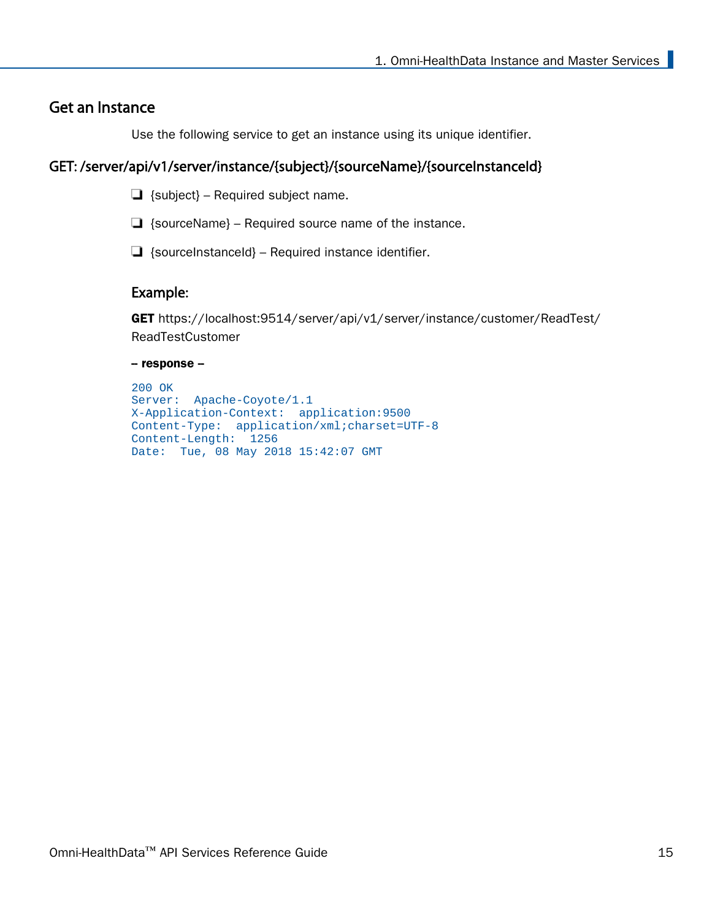## Get an Instance

Use the following service to get an instance using its unique identifier.

### GET: /server/api/v1/server/instance/{subject}/{sourceName}/{sourceInstanceId}

- {subject} – Required subject name.
- {sourceName} – Required source name of the instance.
- {sourceInstanceId} – Required instance identifier.

#### Example:

**GET** https://localhost:9514/server/api/v1/server/instance/customer/ReadTest/ReadTestCustomer

**– response –**

```
200 OK
Server:  Apache-Coyote/1.1
X-Application-Context:  application:9500
Content-Type:  application/xml;charset=UTF-8
Content-Length:  1256
Date:  Tue, 08 May 2018 15:42:07 GMT
```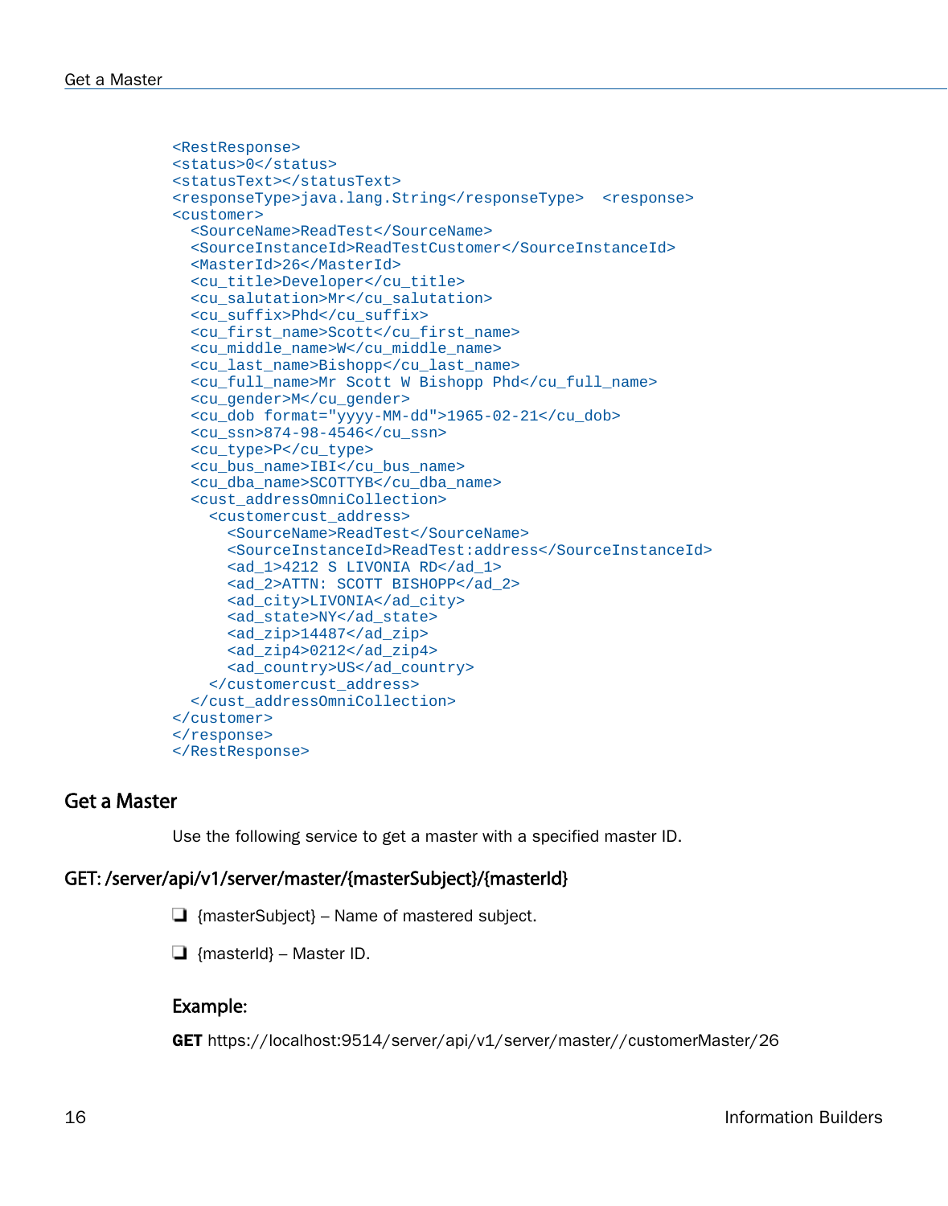```
<RestResponse>
<status>0</status>
<statusText></statusText>
<responseType>java.lang.String</responseType>  <response>
<customer>
  <SourceName>ReadTest</SourceName>
  <SourceInstanceId>ReadTestCustomer</SourceInstanceId>
  <MasterId>26</MasterId>
  <cu_title>Developer</cu_title>
  <cu_salutation>Mr</cu_salutation>
  <cu_suffix>Phd</cu_suffix>
  <cu_first_name>Scott</cu_first_name>
  <cu_middle_name>W</cu_middle_name>
  <cu_last_name>Bishopp</cu_last_name>
  <cu_full_name>Mr Scott W Bishopp Phd</cu_full_name>
  <cu_gender>M</cu_gender>
  <cu_dob format="yyyy-MM-dd">1965-02-21</cu_dob>
  <cu_ssn>874-98-4546</cu_ssn>
  <cu_type>P</cu_type>
  <cu_bus_name>IBI</cu_bus_name>
  <cu_dba_name>SCOTTYB</cu_dba_name>
  <cust_addressOmniCollection>
    <customercust_address>
      <SourceName>ReadTest</SourceName>
      <SourceInstanceId>ReadTest:address</SourceInstanceId>
      <ad_1>4212 S LIVONIA RD</ad_1>
      <ad_2>ATTN: SCOTT BISHOPP</ad_2>
      <ad_city>LIVONIA</ad_city>
      <ad_state>NY</ad_state>
      <ad_zip>14487</ad_zip>
      <ad_zip4>0212</ad_zip4>
      <ad_country>US</ad_country>
    </customercust_address>
  </cust_addressOmniCollection>
</customer>
</response>
</RestResponse>
```

## Get a Master

Use the following service to get a master with a specified master ID.

### GET: /server/api/v1/server/master/{masterSubject}/{masterId}

- {masterSubject} – Name of mastered subject.
- {masterId} – Master ID.

#### Example:

**GET** https://localhost:9514/server/api/v1/server/master//customerMaster/26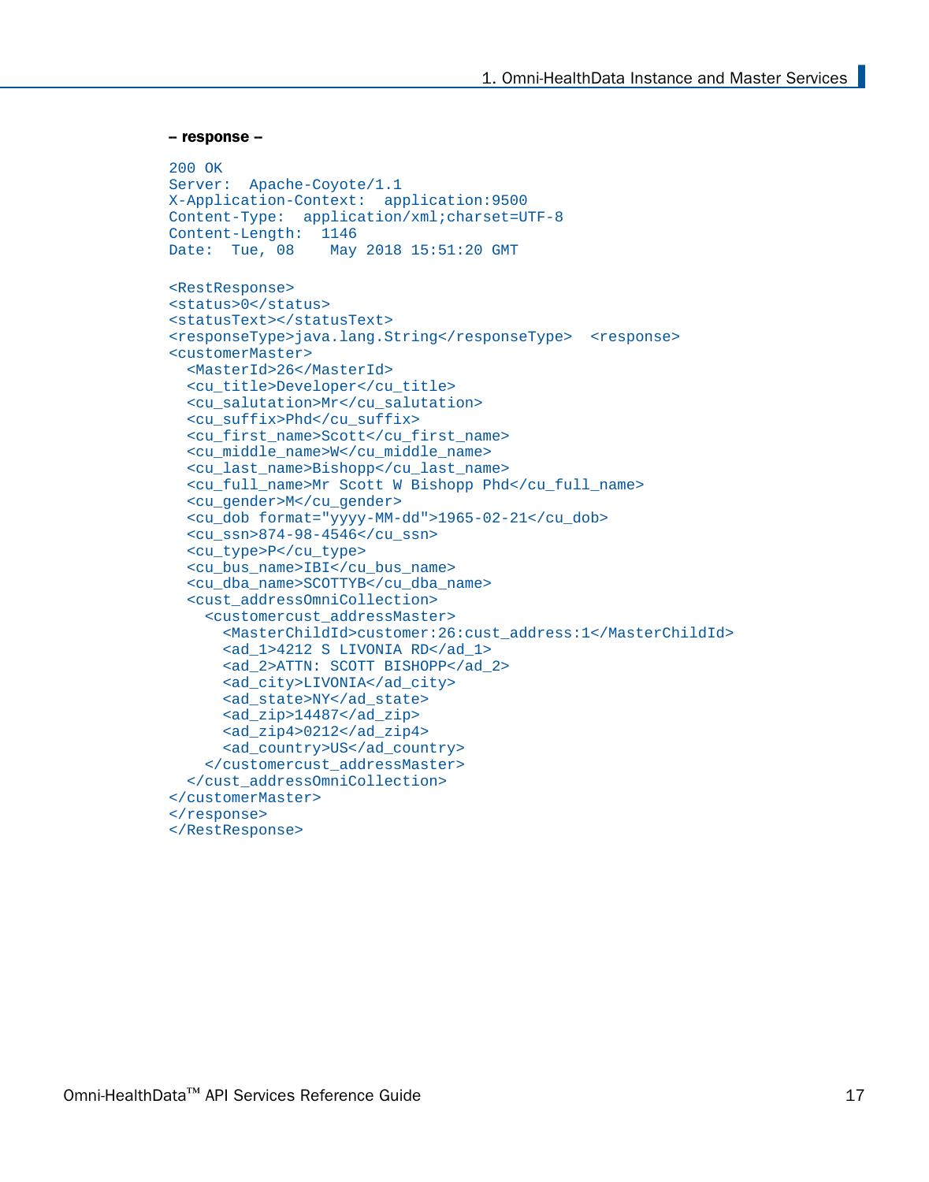**– response –**

```
200 OK
Server:  Apache-Coyote/1.1
X-Application-Context:  application:9500
Content-Type:  application/xml;charset=UTF-8
Content-Length:  1146
Date:  Tue, 08    May 2018 15:51:20 GMT

<RestResponse>
<status>0</status>
<statusText></statusText>
<responseType>java.lang.String</responseType>  <response>
<customerMaster>
  <MasterId>26</MasterId>
  <cu_title>Developer</cu_title>
  <cu_salutation>Mr</cu_salutation>
  <cu_suffix>Phd</cu_suffix>
  <cu_first_name>Scott</cu_first_name>
  <cu_middle_name>W</cu_middle_name>
  <cu_last_name>Bishopp</cu_last_name>
  <cu_full_name>Mr Scott W Bishopp Phd</cu_full_name>
  <cu_gender>M</cu_gender>
  <cu_dob format="yyyy-MM-dd">1965-02-21</cu_dob>
  <cu_ssn>874-98-4546</cu_ssn>
  <cu_type>P</cu_type>
  <cu_bus_name>IBI</cu_bus_name>
  <cu_dba_name>SCOTTYB</cu_dba_name>
  <cust_addressOmniCollection>
    <customercust_addressMaster>
      <MasterChildId>customer:26:cust_address:1</MasterChildId>
      <ad_1>4212 S LIVONIA RD</ad_1>
      <ad_2>ATTN: SCOTT BISHOPP</ad_2>
      <ad_city>LIVONIA</ad_city>
      <ad_state>NY</ad_state>
      <ad_zip>14487</ad_zip>
      <ad_zip4>0212</ad_zip4>
      <ad_country>US</ad_country>
    </customercust_addressMaster>
  </cust_addressOmniCollection>
</customerMaster>
</response>
</RestResponse>
```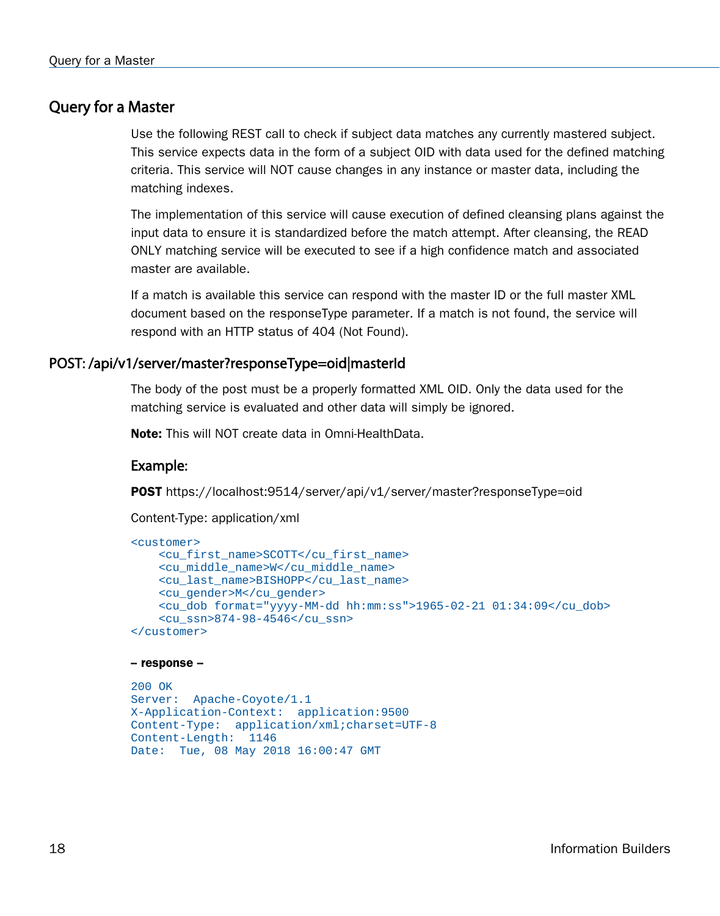## Query for a Master

Use the following REST call to check if subject data matches any currently mastered subject. This service expects data in the form of a subject OID with data used for the defined matching criteria. This service will NOT cause changes in any instance or master data, including the matching indexes.

The implementation of this service will cause execution of defined cleansing plans against the input data to ensure it is standardized before the match attempt. After cleansing, the READ ONLY matching service will be executed to see if a high confidence match and associated master are available.

If a match is available this service can respond with the master ID or the full master XML document based on the responseType parameter. If a match is not found, the service will respond with an HTTP status of 404 (Not Found).

### POST: /api/v1/server/master?responseType=oid|masterId

The body of the post must be a properly formatted XML OID. Only the data used for the matching service is evaluated and other data will simply be ignored.

**Note:** This will NOT create data in Omni-HealthData.

#### Example:

**POST** https://localhost:9514/server/api/v1/server/master?responseType=oid

Content-Type: application/xml

```
<customer>
    <cu_first_name>SCOTT</cu_first_name>
    <cu_middle_name>W</cu_middle_name>
    <cu_last_name>BISHOPP</cu_last_name>
    <cu_gender>M</cu_gender>
    <cu_dob format="yyyy-MM-dd hh:mm:ss">1965-02-21 01:34:09</cu_dob>
    <cu_ssn>874-98-4546</cu_ssn>
</customer>
```

**– response –**

```
200 OK
Server:  Apache-Coyote/1.1
X-Application-Context:  application:9500
Content-Type:  application/xml;charset=UTF-8
Content-Length:  1146
Date:  Tue, 08 May 2018 16:00:47 GMT
```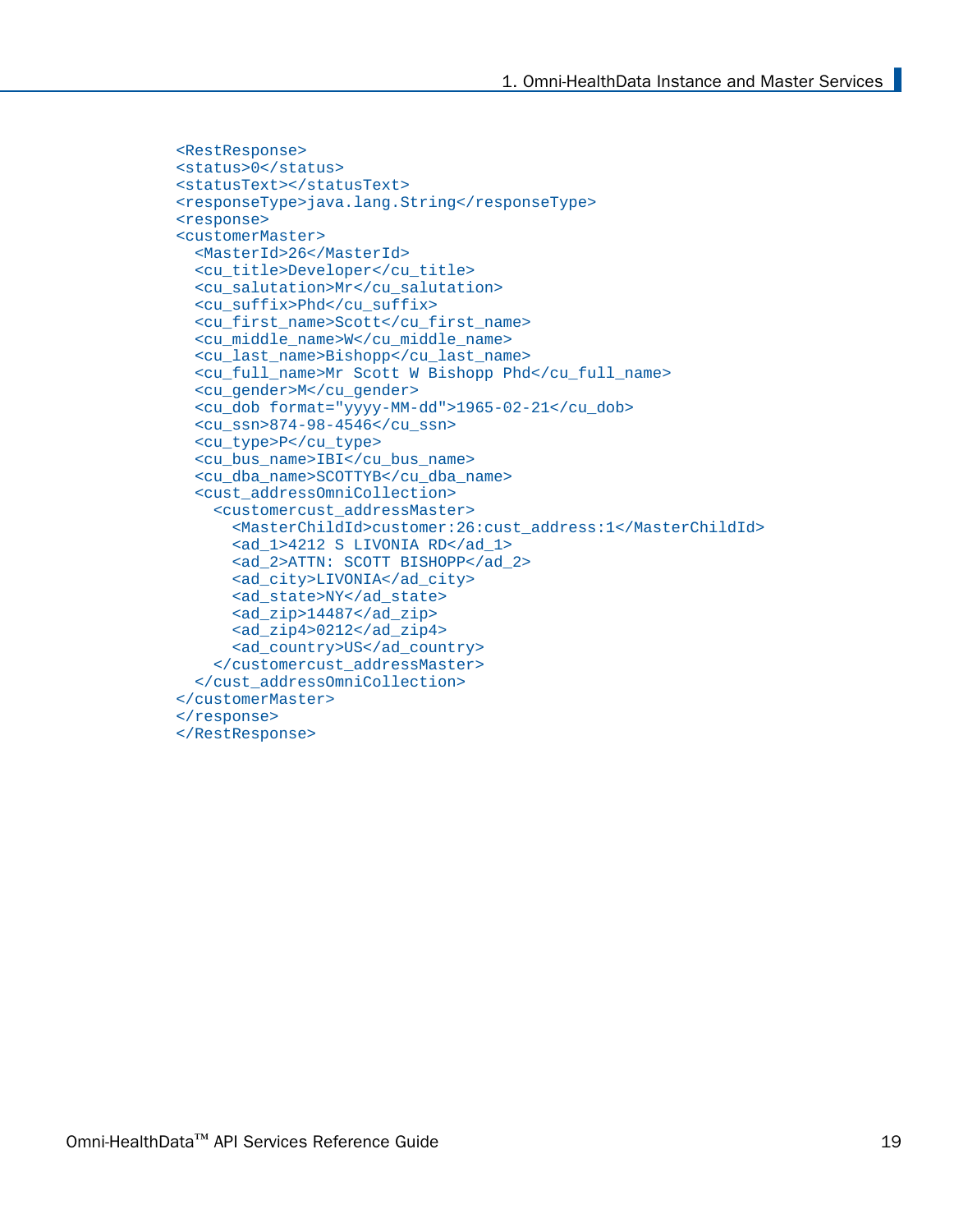```
<RestResponse>
<status>0</status>
<statusText></statusText>
<responseType>java.lang.String</responseType>
<response>
<customerMaster>
  <MasterId>26</MasterId>
  <cu_title>Developer</cu_title>
  <cu_salutation>Mr</cu_salutation>
  <cu_suffix>Phd</cu_suffix>
  <cu_first_name>Scott</cu_first_name>
  <cu_middle_name>W</cu_middle_name>
  <cu_last_name>Bishopp</cu_last_name>
  <cu_full_name>Mr Scott W Bishopp Phd</cu_full_name>
  <cu_gender>M</cu_gender>
  <cu_dob format="yyyy-MM-dd">1965-02-21</cu_dob>
  <cu_ssn>874-98-4546</cu_ssn>
  <cu_type>P</cu_type>
  <cu_bus_name>IBI</cu_bus_name>
  <cu_dba_name>SCOTTYB</cu_dba_name>
  <cust_addressOmniCollection>
    <customercust_addressMaster>
      <MasterChildId>customer:26:cust_address:1</MasterChildId>
      <ad_1>4212 S LIVONIA RD</ad_1>
      <ad_2>ATTN: SCOTT BISHOPP</ad_2>
      <ad_city>LIVONIA</ad_city>
      <ad_state>NY</ad_state>
      <ad_zip>14487</ad_zip>
      <ad_zip4>0212</ad_zip4>
      <ad_country>US</ad_country>
    </customercust_addressMaster>
  </cust_addressOmniCollection>
</customerMaster>
</response>
</RestResponse>
```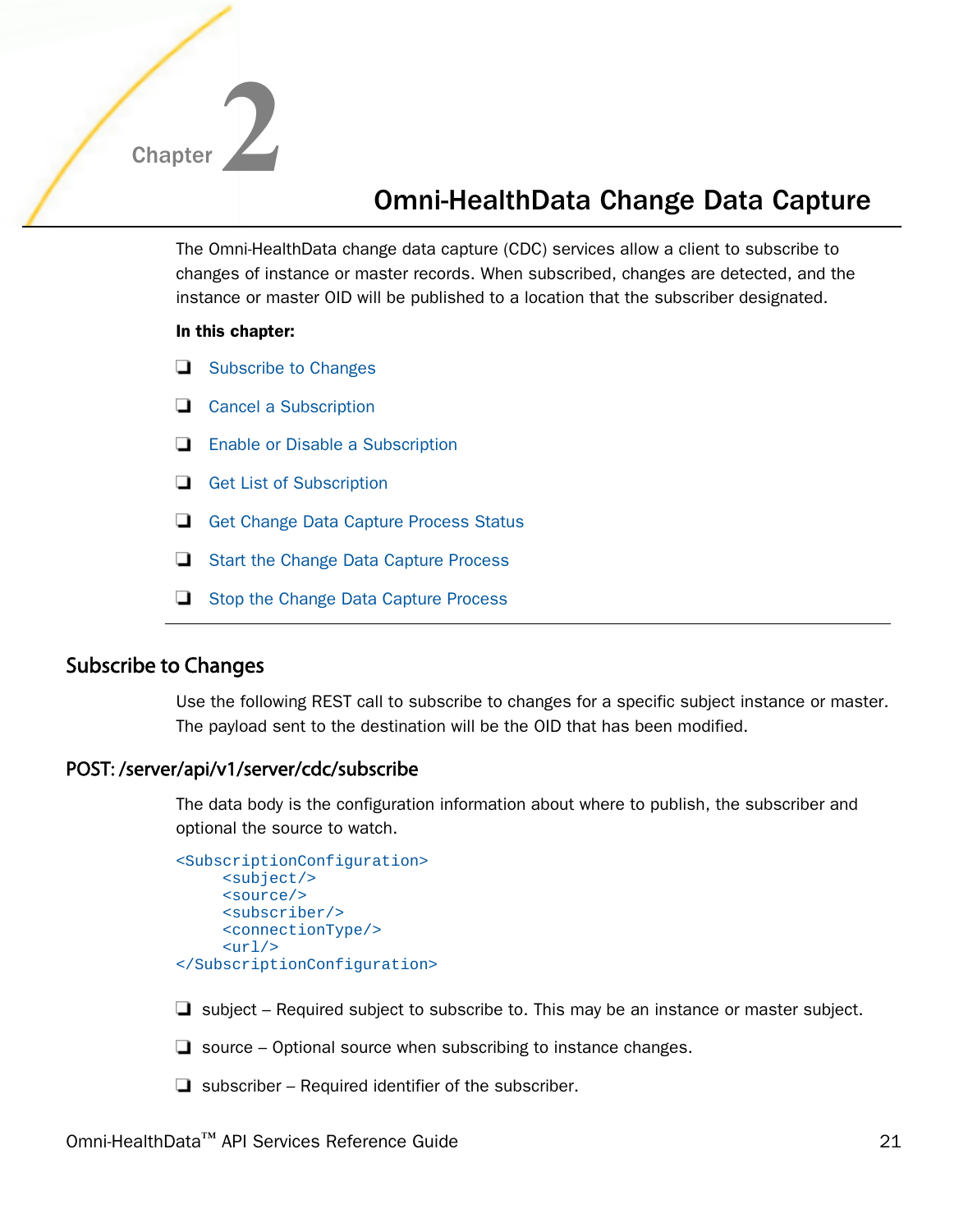Chapter 2

# Omni-HealthData Change Data Capture

The Omni-HealthData change data capture (CDC) services allow a client to subscribe to changes of instance or master records. When subscribed, changes are detected, and the instance or master OID will be published to a location that the subscriber designated.

**In this chapter:**

- Subscribe to Changes
- Cancel a Subscription
- Enable or Disable a Subscription
- Get List of Subscription
- Get Change Data Capture Process Status
- Start the Change Data Capture Process
- Stop the Change Data Capture Process

## Subscribe to Changes

Use the following REST call to subscribe to changes for a specific subject instance or master. The payload sent to the destination will be the OID that has been modified.

### POST: /server/api/v1/server/cdc/subscribe

The data body is the configuration information about where to publish, the subscriber and optional the source to watch.

```
<SubscriptionConfiguration>
     <subject/>
     <source/>
     <subscriber/>
     <connectionType/>
     <url/>
</SubscriptionConfiguration>
```

- subject – Required subject to subscribe to. This may be an instance or master subject.
- source – Optional source when subscribing to instance changes.
- subscriber – Required identifier of the subscriber.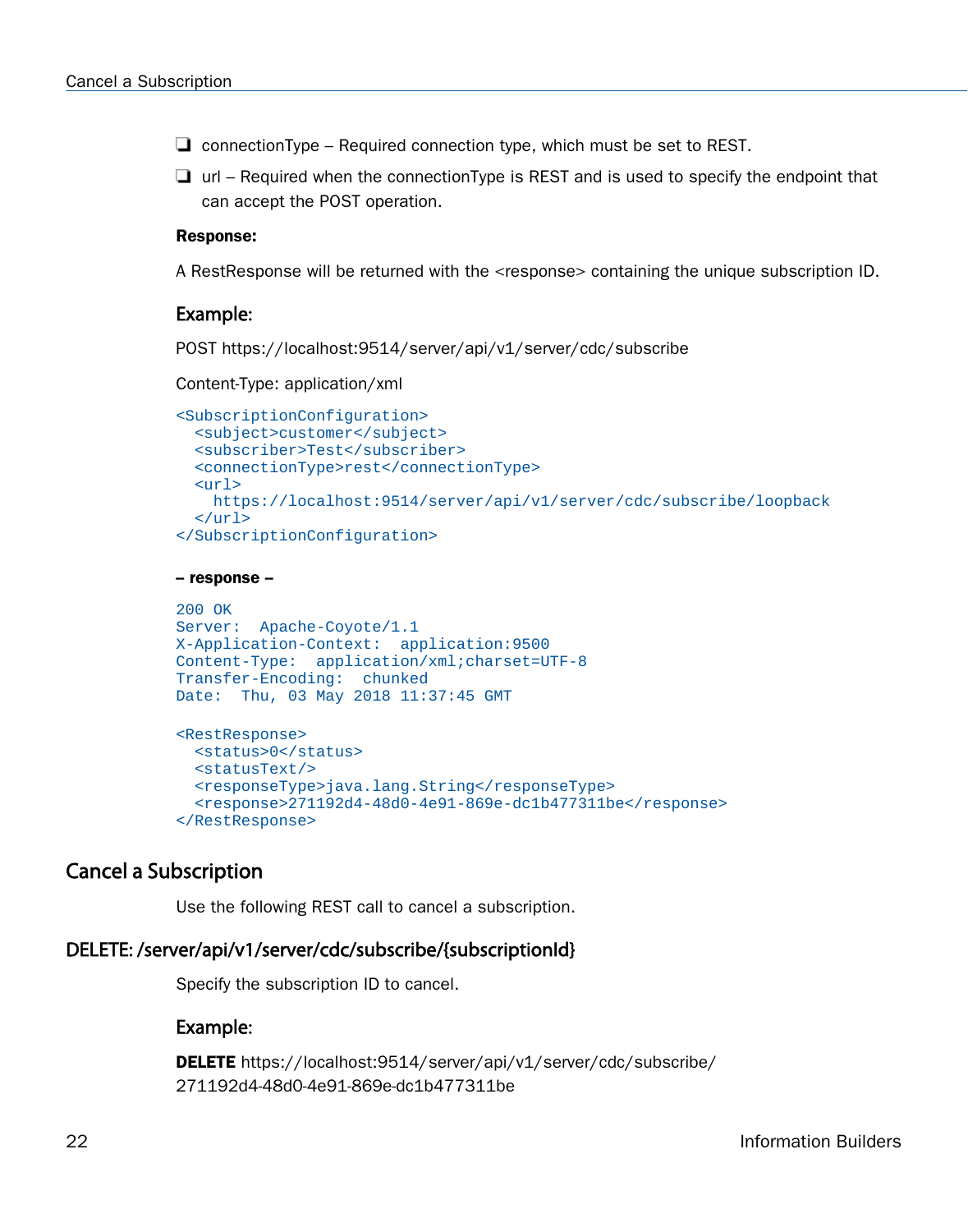- connectionType – Required connection type, which must be set to REST.
- url – Required when the connectionType is REST and is used to specify the endpoint that can accept the POST operation.

**Response:**

A RestResponse will be returned with the <response> containing the unique subscription ID.

### Example:

POST https://localhost:9514/server/api/v1/server/cdc/subscribe

Content-Type: application/xml

```
<SubscriptionConfiguration>
  <subject>customer</subject>
  <subscriber>Test</subscriber>
  <connectionType>rest</connectionType>
  <url>
    https://localhost:9514/server/api/v1/server/cdc/subscribe/loopback
  </url>
</SubscriptionConfiguration>
```

**– response –**

```
200 OK
Server:  Apache-Coyote/1.1
X-Application-Context:  application:9500
Content-Type:  application/xml;charset=UTF-8
Transfer-Encoding:  chunked
Date:  Thu, 03 May 2018 11:37:45 GMT

<RestResponse>
  <status>0</status>
  <statusText/>
  <responseType>java.lang.String</responseType>
  <response>271192d4-48d0-4e91-869e-dc1b477311be</response>
</RestResponse>
```

## Cancel a Subscription

Use the following REST call to cancel a subscription.

### DELETE: /server/api/v1/server/cdc/subscribe/{subscriptionId}

Specify the subscription ID to cancel.

### Example:

**DELETE** https://localhost:9514/server/api/v1/server/cdc/subscribe/271192d4-48d0-4e91-869e-dc1b477311be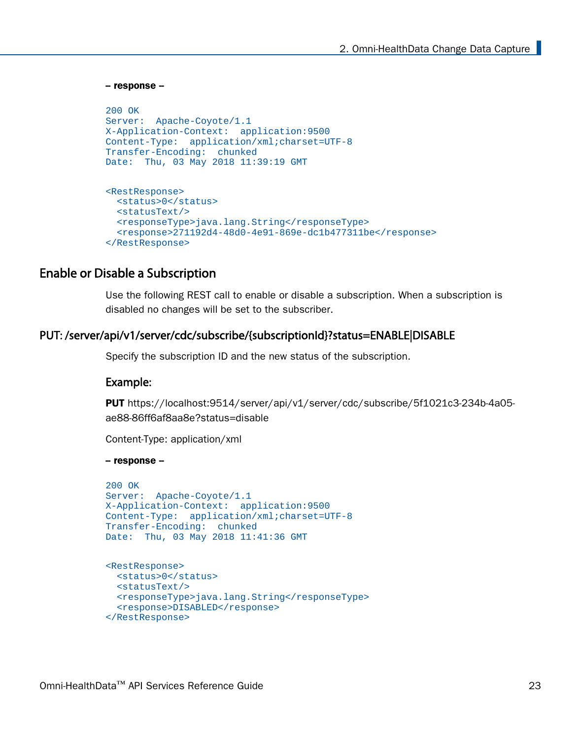**– response –**

```
200 OK
Server:  Apache-Coyote/1.1
X-Application-Context:  application:9500
Content-Type:  application/xml;charset=UTF-8
Transfer-Encoding:  chunked
Date:  Thu, 03 May 2018 11:39:19 GMT


<RestResponse>
  <status>0</status>
  <statusText/>
  <responseType>java.lang.String</responseType>
  <response>271192d4-48d0-4e91-869e-dc1b477311be</response>
</RestResponse>
```

## Enable or Disable a Subscription

Use the following REST call to enable or disable a subscription. When a subscription is disabled no changes will be set to the subscriber.

### PUT: /server/api/v1/server/cdc/subscribe/{subscriptionId}?status=ENABLE|DISABLE

Specify the subscription ID and the new status of the subscription.

#### Example:

**PUT** https://localhost:9514/server/api/v1/server/cdc/subscribe/5f1021c3-234b-4a05-ae88-86ff6af8aa8e?status=disable

Content-Type: application/xml

**– response –**

```
200 OK
Server:  Apache-Coyote/1.1
X-Application-Context:  application:9500
Content-Type:  application/xml;charset=UTF-8
Transfer-Encoding:  chunked
Date:  Thu, 03 May 2018 11:41:36 GMT


<RestResponse>
  <status>0</status>
  <statusText/>
  <responseType>java.lang.String</responseType>
  <response>DISABLED</response>
</RestResponse>
```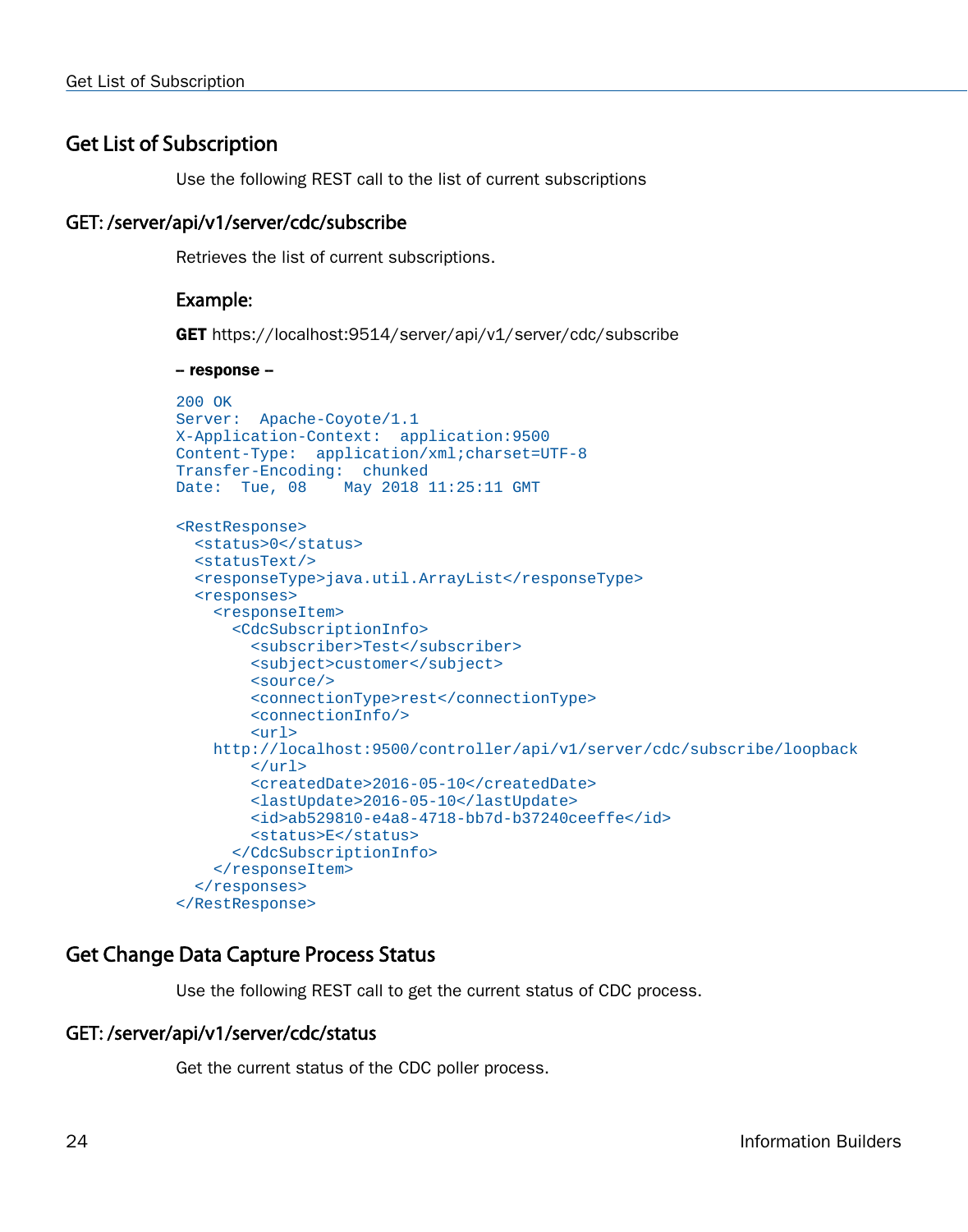## Get List of Subscription

Use the following REST call to the list of current subscriptions

### GET: /server/api/v1/server/cdc/subscribe

Retrieves the list of current subscriptions.

#### Example:

**GET** https://localhost:9514/server/api/v1/server/cdc/subscribe

**– response –**

```
200 OK
Server:  Apache-Coyote/1.1
X-Application-Context:  application:9500
Content-Type:  application/xml;charset=UTF-8
Transfer-Encoding:  chunked
Date:  Tue, 08    May 2018 11:25:11 GMT

<RestResponse>
  <status>0</status>
  <statusText/>
  <responseType>java.util.ArrayList</responseType>
  <responses>
    <responseItem>
      <CdcSubscriptionInfo>
        <subscriber>Test</subscriber>
        <subject>customer</subject>
        <source/>
        <connectionType>rest</connectionType>
        <connectionInfo/>
        <url>
    http://localhost:9500/controller/api/v1/server/cdc/subscribe/loopback
        </url>
        <createdDate>2016-05-10</createdDate>
        <lastUpdate>2016-05-10</lastUpdate>
        <id>ab529810-e4a8-4718-bb7d-b37240ceeffe</id>
        <status>E</status>
      </CdcSubscriptionInfo>
    </responseItem>
  </responses>
</RestResponse>
```

## Get Change Data Capture Process Status

Use the following REST call to get the current status of CDC process.

### GET: /server/api/v1/server/cdc/status

Get the current status of the CDC poller process.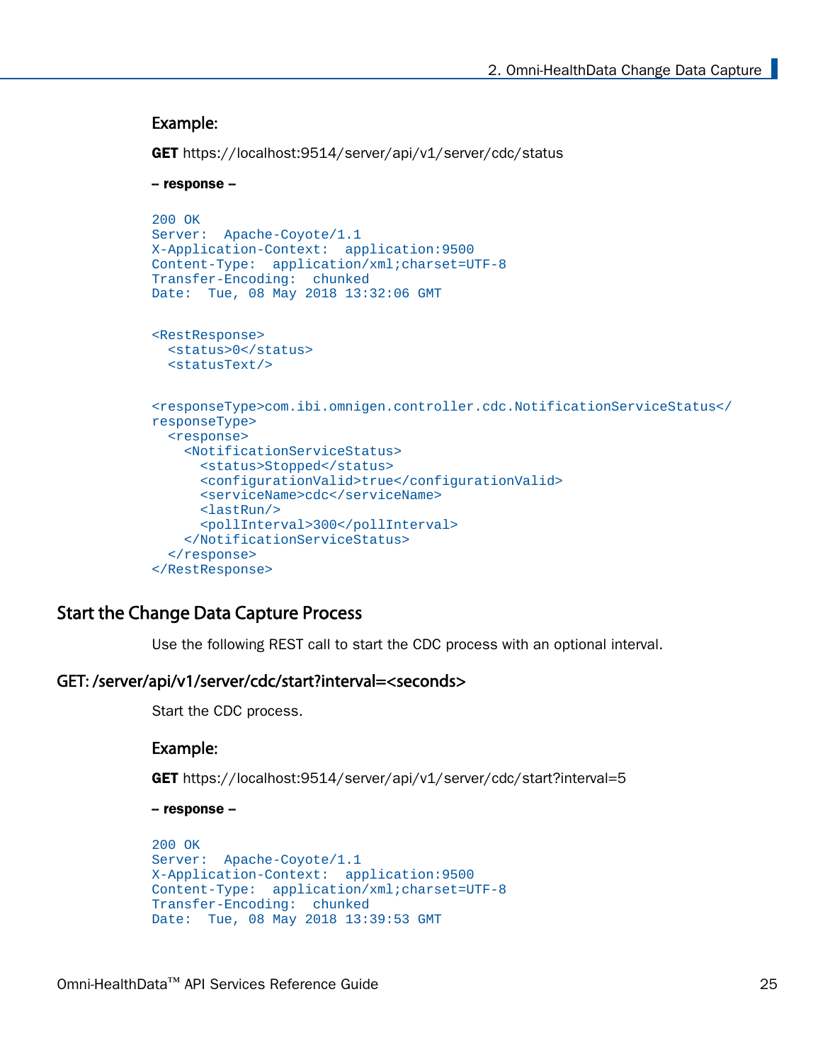### Example:

**GET** https://localhost:9514/server/api/v1/server/cdc/status

**– response –**

```
200 OK
Server:  Apache-Coyote/1.1
X-Application-Context:  application:9500
Content-Type:  application/xml;charset=UTF-8
Transfer-Encoding:  chunked
Date:  Tue, 08 May 2018 13:32:06 GMT


<RestResponse>
  <status>0</status>
  <statusText/>


<responseType>com.ibi.omnigen.controller.cdc.NotificationServiceStatus</
responseType>
  <response>
    <NotificationServiceStatus>
      <status>Stopped</status>
      <configurationValid>true</configurationValid>
      <serviceName>cdc</serviceName>
      <lastRun/>
      <pollInterval>300</pollInterval>
    </NotificationServiceStatus>
  </response>
</RestResponse>
```

## Start the Change Data Capture Process

Use the following REST call to start the CDC process with an optional interval.

### GET: /server/api/v1/server/cdc/start?interval=<seconds>

Start the CDC process.

### Example:

**GET** https://localhost:9514/server/api/v1/server/cdc/start?interval=5

**– response –**

```
200 OK
Server:  Apache-Coyote/1.1
X-Application-Context:  application:9500
Content-Type:  application/xml;charset=UTF-8
Transfer-Encoding:  chunked
Date:  Tue, 08 May 2018 13:39:53 GMT
```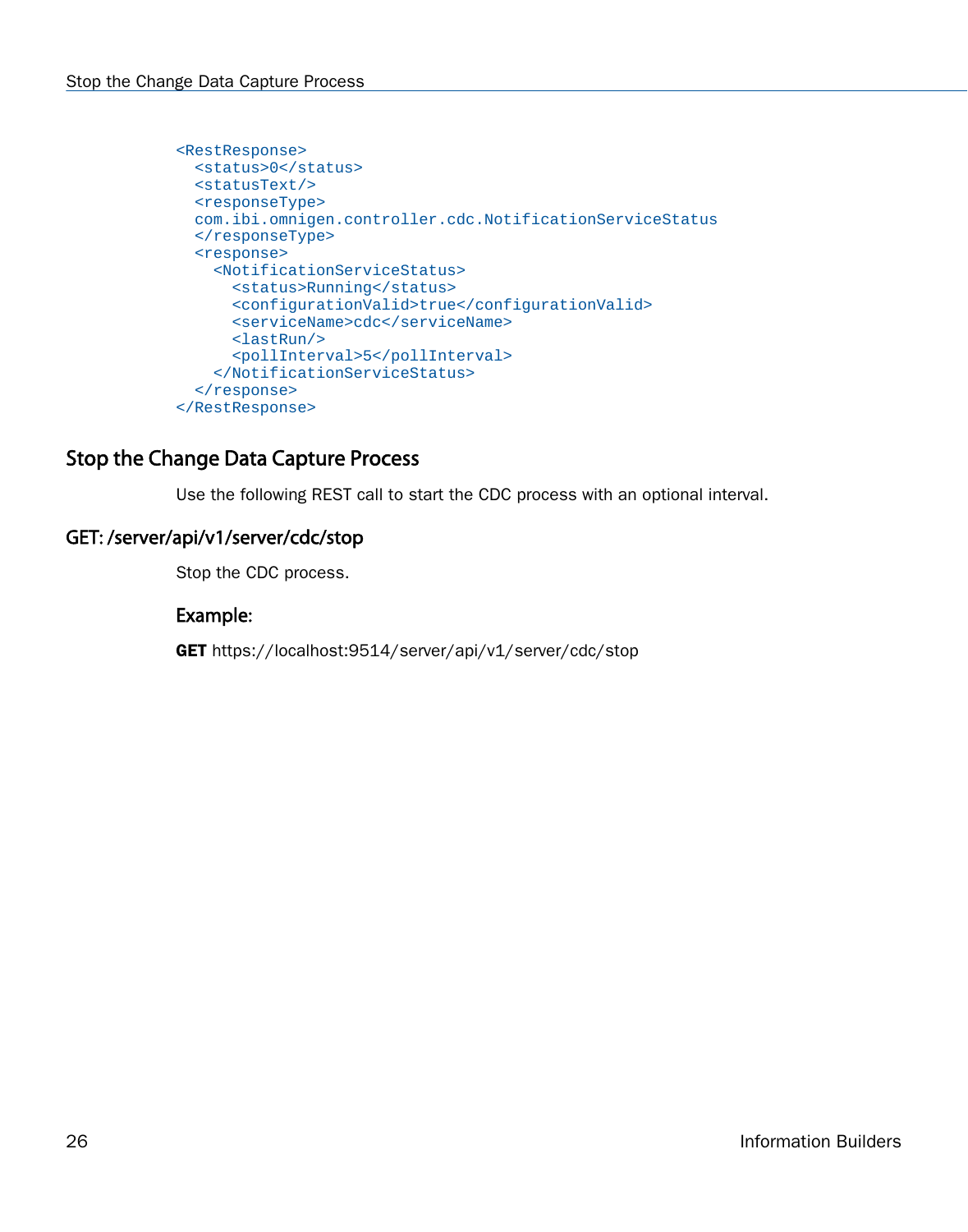```
<RestResponse>
  <status>0</status>
  <statusText/>
  <responseType>
  com.ibi.omnigen.controller.cdc.NotificationServiceStatus
  </responseType>
  <response>
    <NotificationServiceStatus>
      <status>Running</status>
      <configurationValid>true</configurationValid>
      <serviceName>cdc</serviceName>
      <lastRun/>
      <pollInterval>5</pollInterval>
    </NotificationServiceStatus>
  </response>
</RestResponse>
```

## Stop the Change Data Capture Process

Use the following REST call to start the CDC process with an optional interval.

### GET: /server/api/v1/server/cdc/stop

Stop the CDC process.

#### Example:

**GET** https://localhost:9514/server/api/v1/server/cdc/stop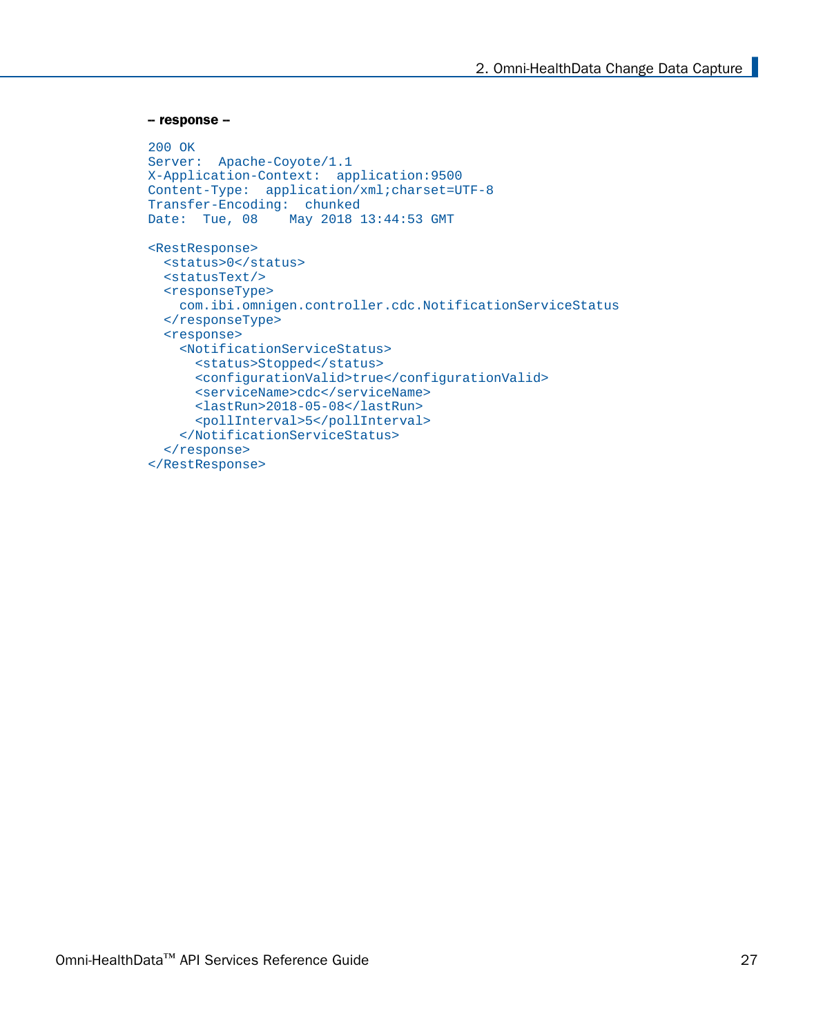**– response –**

```
200 OK
Server:  Apache-Coyote/1.1
X-Application-Context:  application:9500
Content-Type:  application/xml;charset=UTF-8
Transfer-Encoding:  chunked
Date:  Tue, 08    May 2018 13:44:53 GMT

<RestResponse>
  <status>0</status>
  <statusText/>
  <responseType>
    com.ibi.omnigen.controller.cdc.NotificationServiceStatus
  </responseType>
  <response>
    <NotificationServiceStatus>
      <status>Stopped</status>
      <configurationValid>true</configurationValid>
      <serviceName>cdc</serviceName>
      <lastRun>2018-05-08</lastRun>
      <pollInterval>5</pollInterval>
    </NotificationServiceStatus>
  </response>
</RestResponse>
```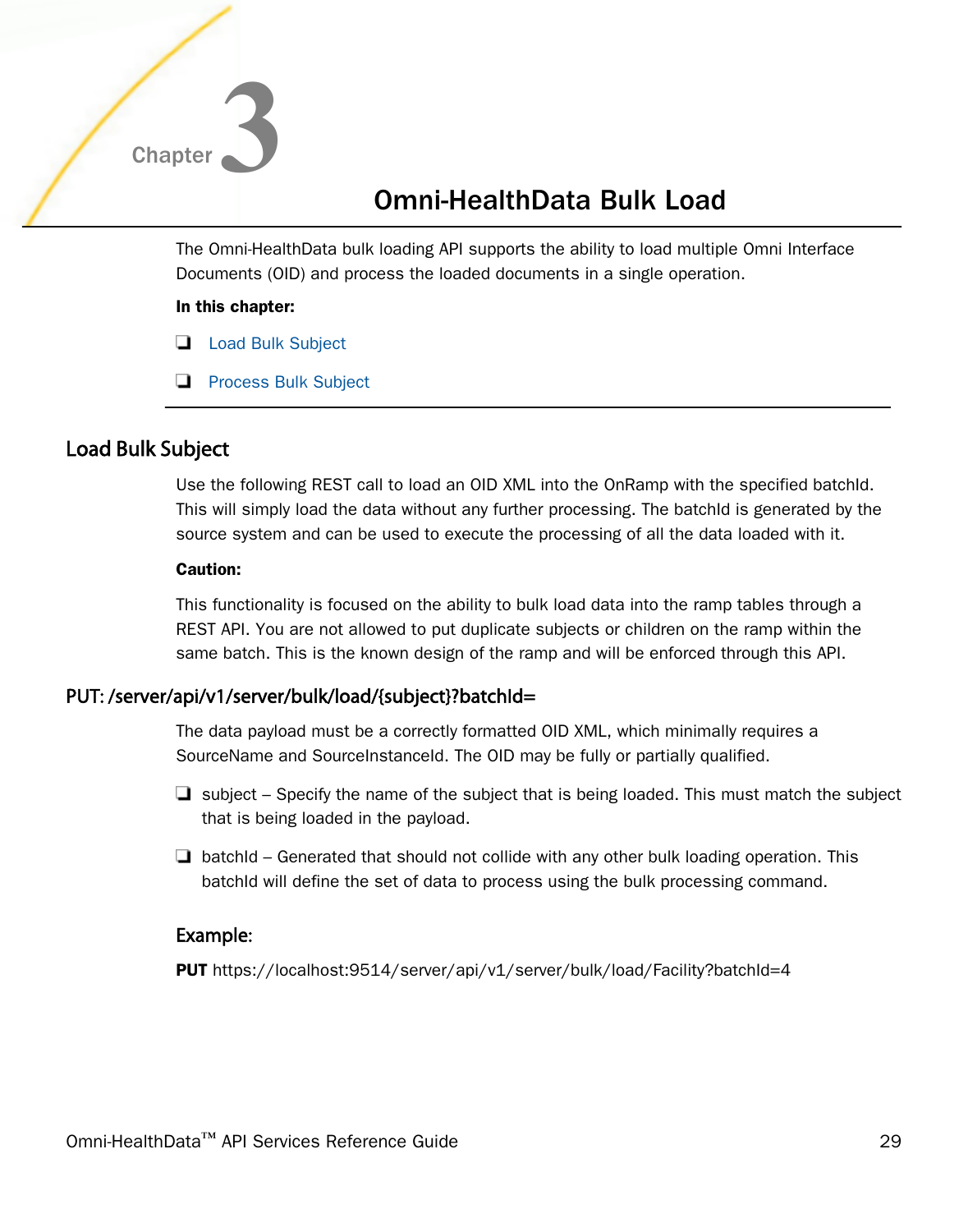# Chapter 3

# Omni-HealthData Bulk Load

The Omni-HealthData bulk loading API supports the ability to load multiple Omni Interface Documents (OID) and process the loaded documents in a single operation.

**In this chapter:**

- Load Bulk Subject
- Process Bulk Subject

## Load Bulk Subject

Use the following REST call to load an OID XML into the OnRamp with the specified batchId. This will simply load the data without any further processing. The batchId is generated by the source system and can be used to execute the processing of all the data loaded with it.

**Caution:**

This functionality is focused on the ability to bulk load data into the ramp tables through a REST API. You are not allowed to put duplicate subjects or children on the ramp within the same batch. This is the known design of the ramp and will be enforced through this API.

### PUT: /server/api/v1/server/bulk/load/{subject}?batchId=

The data payload must be a correctly formatted OID XML, which minimally requires a SourceName and SourceInstanceId. The OID may be fully or partially qualified.

- subject – Specify the name of the subject that is being loaded. This must match the subject that is being loaded in the payload.
- batchId – Generated that should not collide with any other bulk loading operation. This batchId will define the set of data to process using the bulk processing command.

#### Example:

**PUT** https://localhost:9514/server/api/v1/server/bulk/load/Facility?batchId=4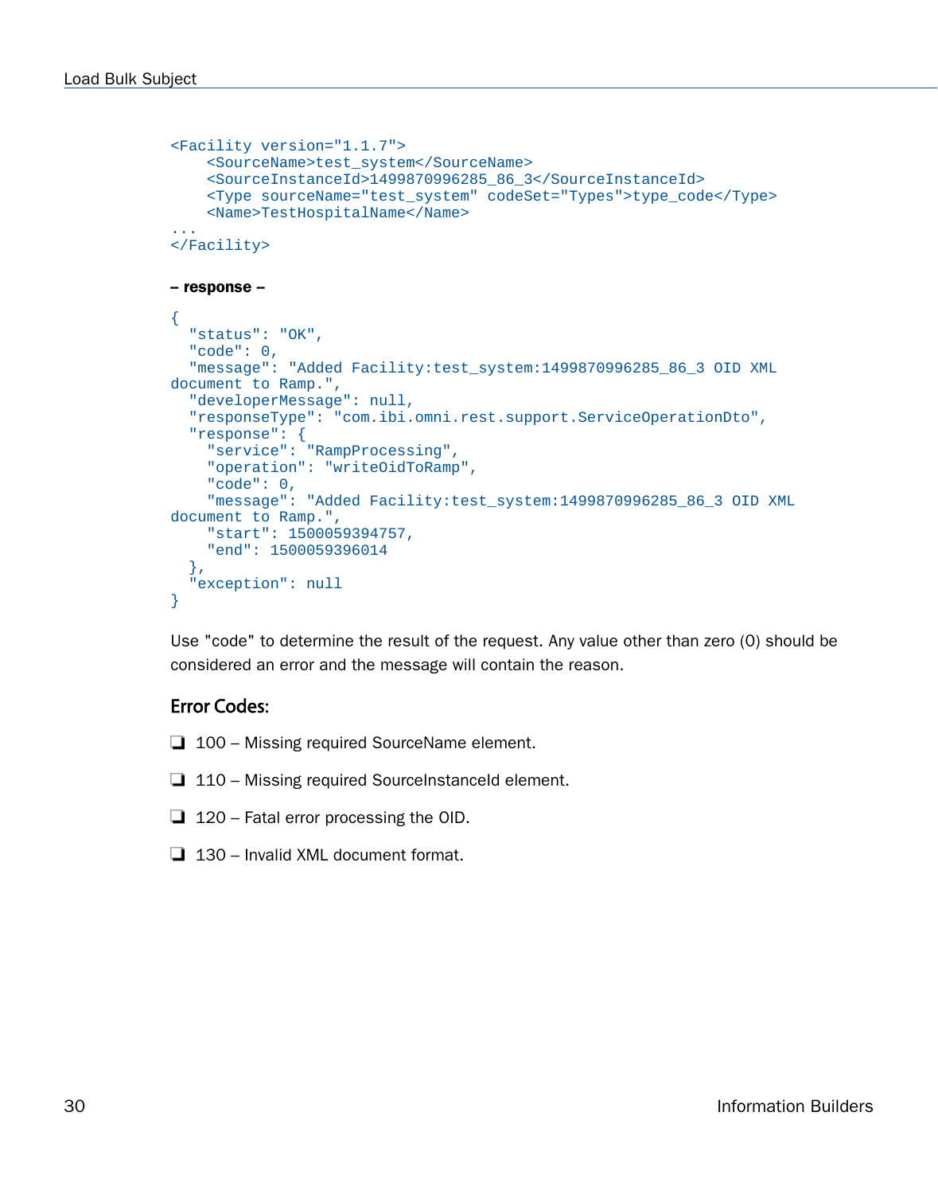```
<Facility version="1.1.7">
    <SourceName>test_system</SourceName>
    <SourceInstanceId>1499870996285_86_3</SourceInstanceId>
    <Type sourceName="test_system" codeSet="Types">type_code</Type>
    <Name>TestHospitalName</Name>
...
</Facility>
```

**– response –**

```
{
  "status": "OK",
  "code": 0,
  "message": "Added Facility:test_system:1499870996285_86_3 OID XML
document to Ramp.",
  "developerMessage": null,
  "responseType": "com.ibi.omni.rest.support.ServiceOperationDto",
  "response": {
    "service": "RampProcessing",
    "operation": "writeOidToRamp",
    "code": 0,
    "message": "Added Facility:test_system:1499870996285_86_3 OID XML
document to Ramp.",
    "start": 1500059394757,
    "end": 1500059396014
  },
  "exception": null
}
```

Use "code" to determine the result of the request. Any value other than zero (0) should be considered an error and the message will contain the reason.

### Error Codes:

- 100 – Missing required SourceName element.
- 110 – Missing required SourceInstanceId element.
- 120 – Fatal error processing the OID.
- 130 – Invalid XML document format.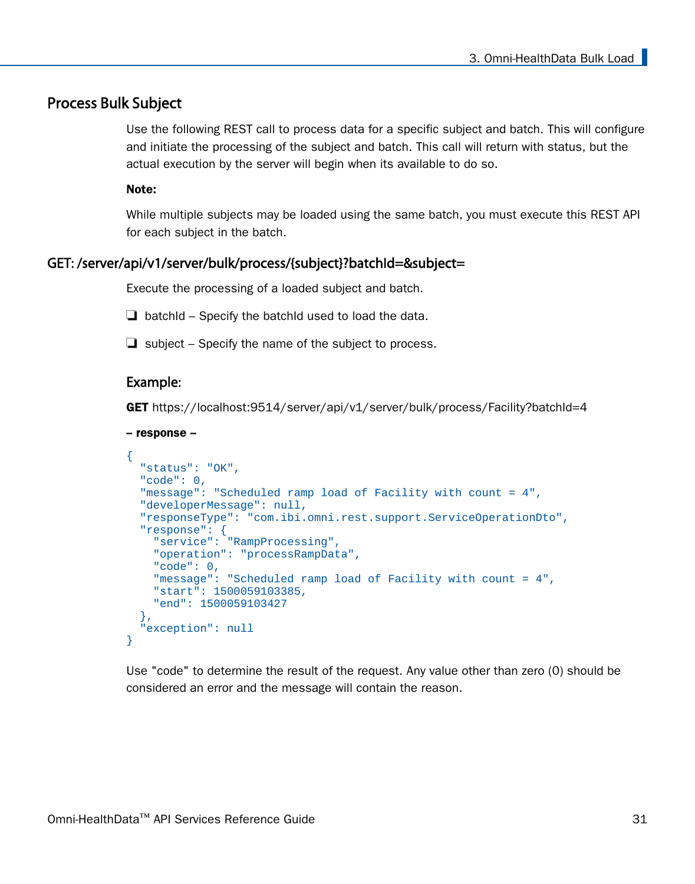## Process Bulk Subject

Use the following REST call to process data for a specific subject and batch. This will configure and initiate the processing of the subject and batch. This call will return with status, but the actual execution by the server will begin when its available to do so.

**Note:**

While multiple subjects may be loaded using the same batch, you must execute this REST API for each subject in the batch.

### GET: /server/api/v1/server/bulk/process/{subject}?batchId=&subject=

Execute the processing of a loaded subject and batch.

- batchId – Specify the batchId used to load the data.
- subject – Specify the name of the subject to process.

#### Example:

**GET** https://localhost:9514/server/api/v1/server/bulk/process/Facility?batchId=4

**– response –**

```
{
  "status": "OK",
  "code": 0,
  "message": "Scheduled ramp load of Facility with count = 4",
  "developerMessage": null,
  "responseType": "com.ibi.omni.rest.support.ServiceOperationDto",
  "response": {
    "service": "RampProcessing",
    "operation": "processRampData",
    "code": 0,
    "message": "Scheduled ramp load of Facility with count = 4",
    "start": 1500059103385,
    "end": 1500059103427
  },
  "exception": null
}
```

Use "code" to determine the result of the request. Any value other than zero (0) should be considered an error and the message will contain the reason.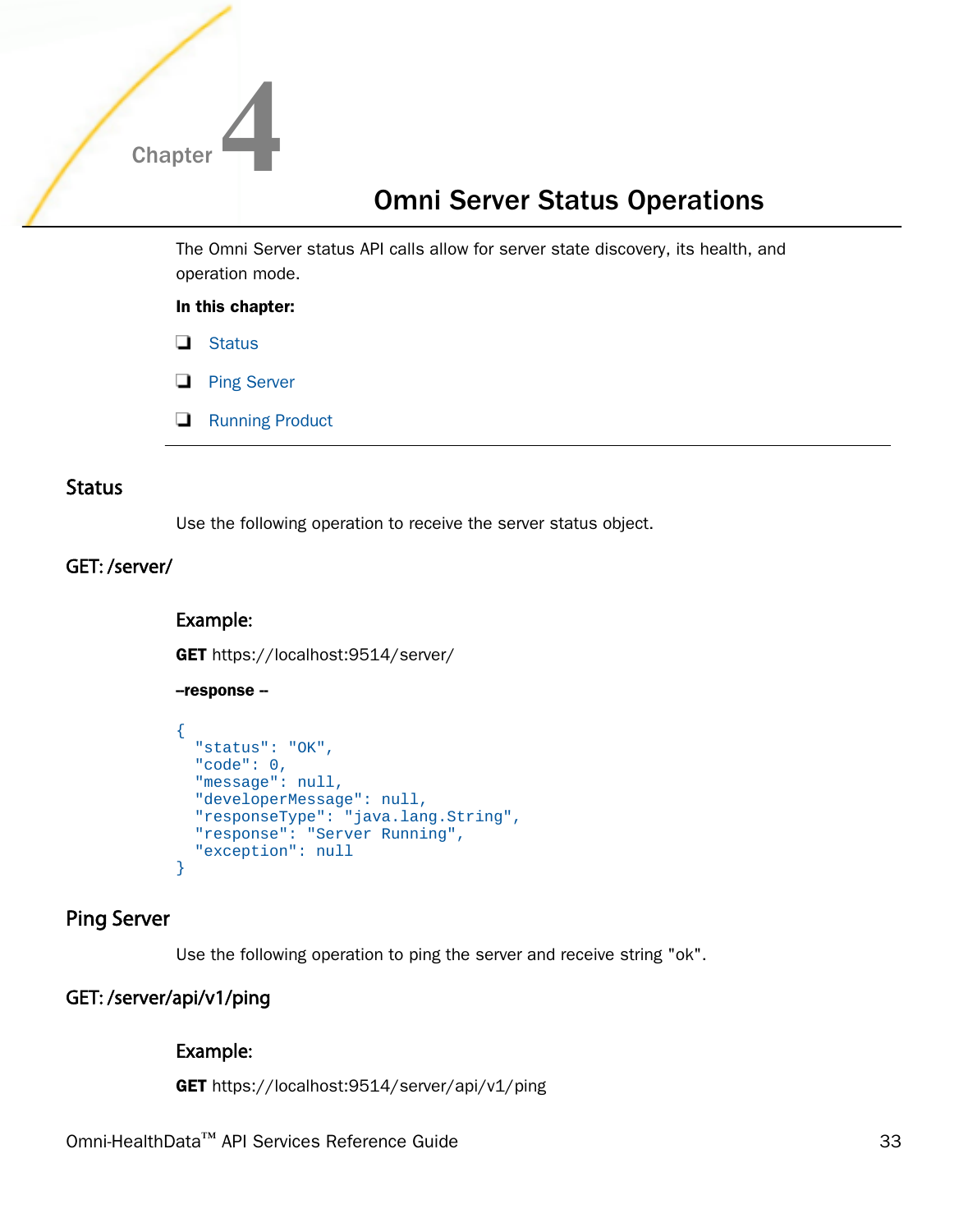# Chapter 4 Omni Server Status Operations

The Omni Server status API calls allow for server state discovery, its health, and operation mode.

**In this chapter:**

- Status
- Ping Server
- Running Product

## Status

Use the following operation to receive the server status object.

### GET: /server/

#### Example:

**GET** https://localhost:9514/server/

**--response --**

```
{
  "status": "OK",
  "code": 0,
  "message": null,
  "developerMessage": null,
  "responseType": "java.lang.String",
  "response": "Server Running",
  "exception": null
}
```

## Ping Server

Use the following operation to ping the server and receive string "ok".

### GET: /server/api/v1/ping

#### Example:

**GET** https://localhost:9514/server/api/v1/ping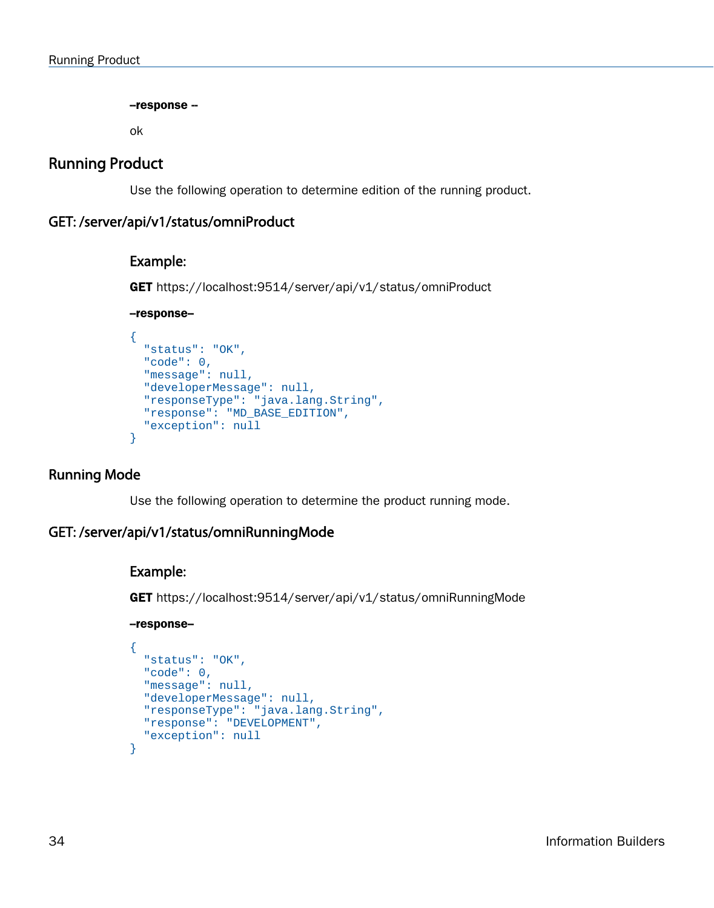**--response --**

ok

## Running Product

Use the following operation to determine edition of the running product.

### GET: /server/api/v1/status/omniProduct

#### Example:

**GET** https://localhost:9514/server/api/v1/status/omniProduct

**--response--**

```
{
  "status": "OK",
  "code": 0,
  "message": null,
  "developerMessage": null,
  "responseType": "java.lang.String",
  "response": "MD_BASE_EDITION",
  "exception": null
}
```

## Running Mode

Use the following operation to determine the product running mode.

### GET: /server/api/v1/status/omniRunningMode

#### Example:

**GET** https://localhost:9514/server/api/v1/status/omniRunningMode

**--response--**

```
{
  "status": "OK",
  "code": 0,
  "message": null,
  "developerMessage": null,
  "responseType": "java.lang.String",
  "response": "DEVELOPMENT",
  "exception": null
}
```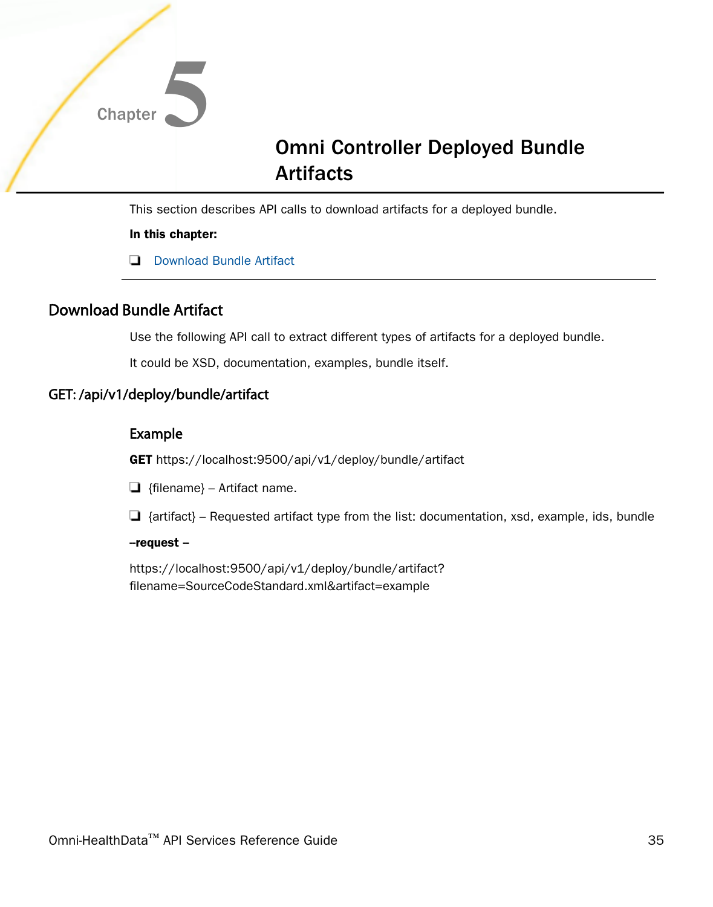Chapter 5

# Omni Controller Deployed Bundle Artifacts

This section describes API calls to download artifacts for a deployed bundle.

**In this chapter:**

- Download Bundle Artifact

## Download Bundle Artifact

Use the following API call to extract different types of artifacts for a deployed bundle.

It could be XSD, documentation, examples, bundle itself.

## GET: /api/v1/deploy/bundle/artifact

### Example

**GET** https://localhost:9500/api/v1/deploy/bundle/artifact

- {filename} – Artifact name.
- {artifact} – Requested artifact type from the list: documentation, xsd, example, ids, bundle

**–request –**

https://localhost:9500/api/v1/deploy/bundle/artifact?filename=SourceCodeStandard.xml&artifact=example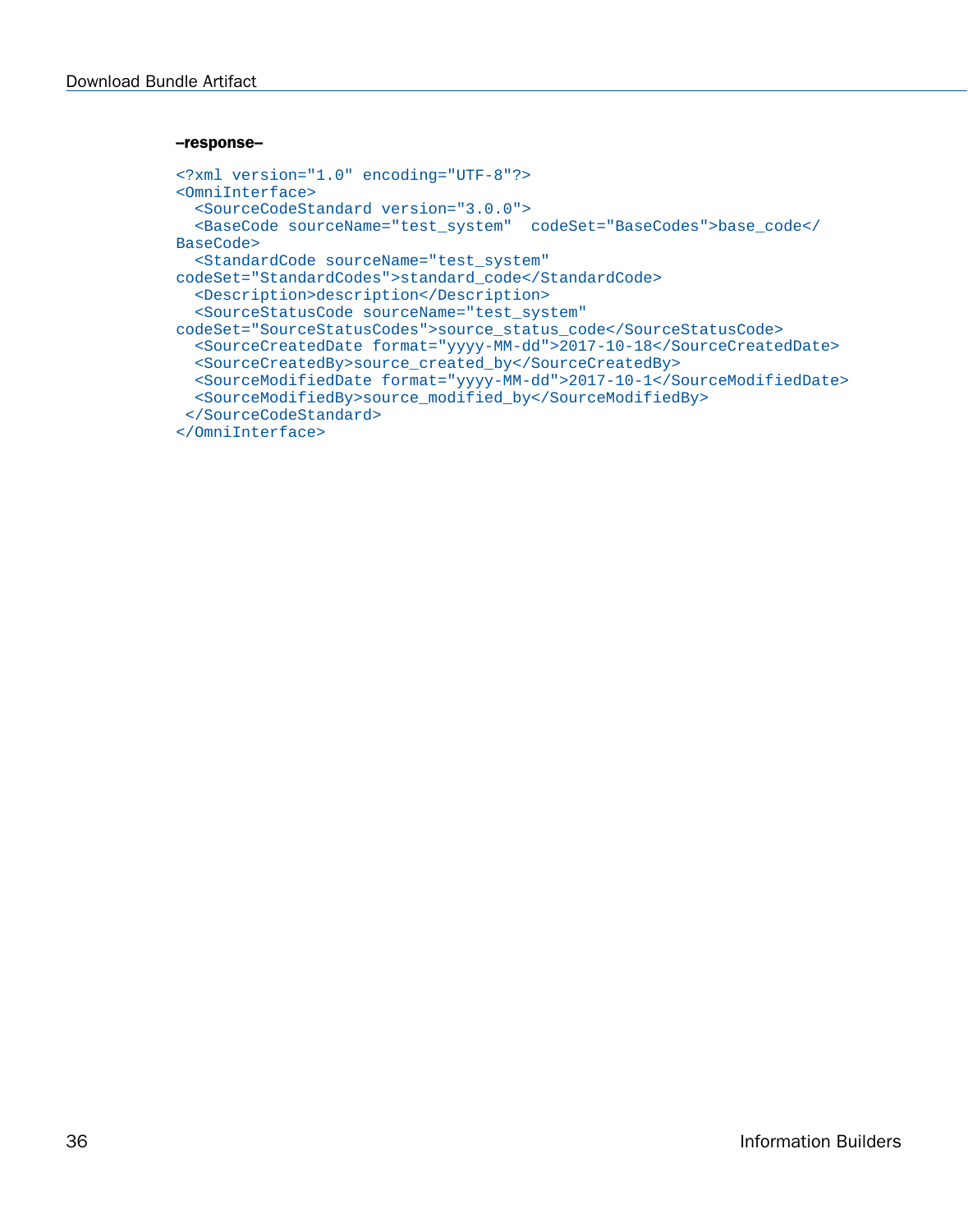**–response–**

```
<?xml version="1.0" encoding="UTF-8"?>
<OmniInterface>
  <SourceCodeStandard version="3.0.0">
  <BaseCode sourceName="test_system"  codeSet="BaseCodes">base_code</
BaseCode>
  <StandardCode sourceName="test_system"
codeSet="StandardCodes">standard_code</StandardCode>
  <Description>description</Description>
  <SourceStatusCode sourceName="test_system"
codeSet="SourceStatusCodes">source_status_code</SourceStatusCode>
  <SourceCreatedDate format="yyyy-MM-dd">2017-10-18</SourceCreatedDate>
  <SourceCreatedBy>source_created_by</SourceCreatedBy>
  <SourceModifiedDate format="yyyy-MM-dd">2017-10-1</SourceModifiedDate>
  <SourceModifiedBy>source_modified_by</SourceModifiedBy>
 </SourceCodeStandard>
</OmniInterface>
```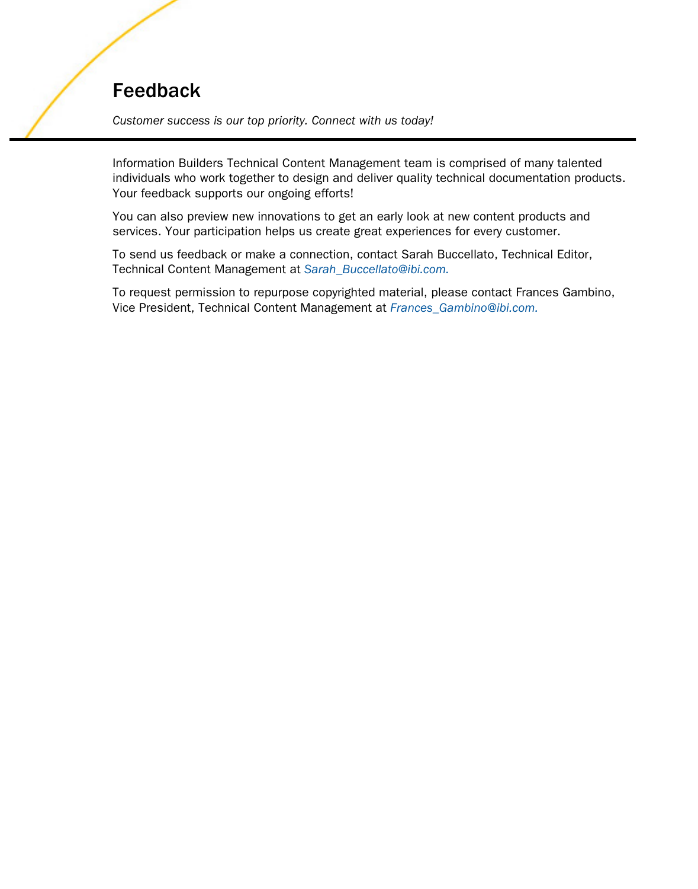# Feedback

*Customer success is our top priority. Connect with us today!*

Information Builders Technical Content Management team is comprised of many talented individuals who work together to design and deliver quality technical documentation products. Your feedback supports our ongoing efforts!

You can also preview new innovations to get an early look at new content products and services. Your participation helps us create great experiences for every customer.

To send us feedback or make a connection, contact Sarah Buccellato, Technical Editor, Technical Content Management at *Sarah_Buccellato@ibi.com.*

To request permission to repurpose copyrighted material, please contact Frances Gambino, Vice President, Technical Content Management at *Frances_Gambino@ibi.com.*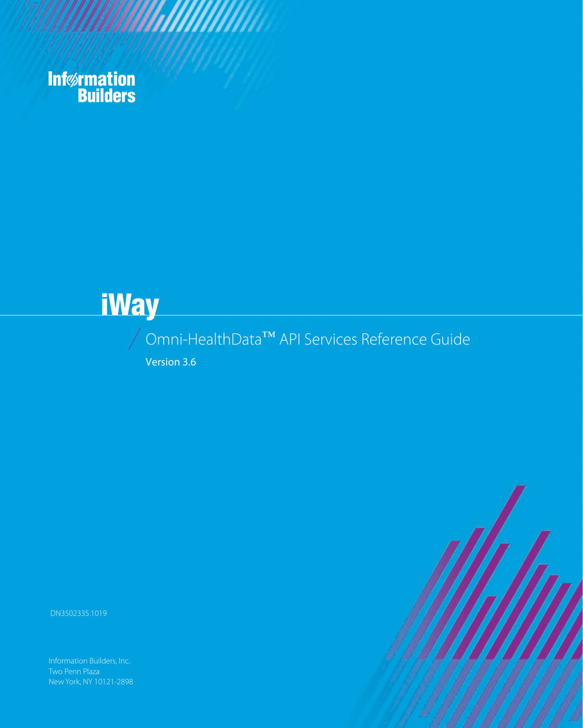Information Builders

# iWay

## Omni-HealthData™ API Services Reference Guide

Version 3.6

DN3502335.1019

Information Builders, Inc.
Two Penn Plaza
New York, NY 10121-2898